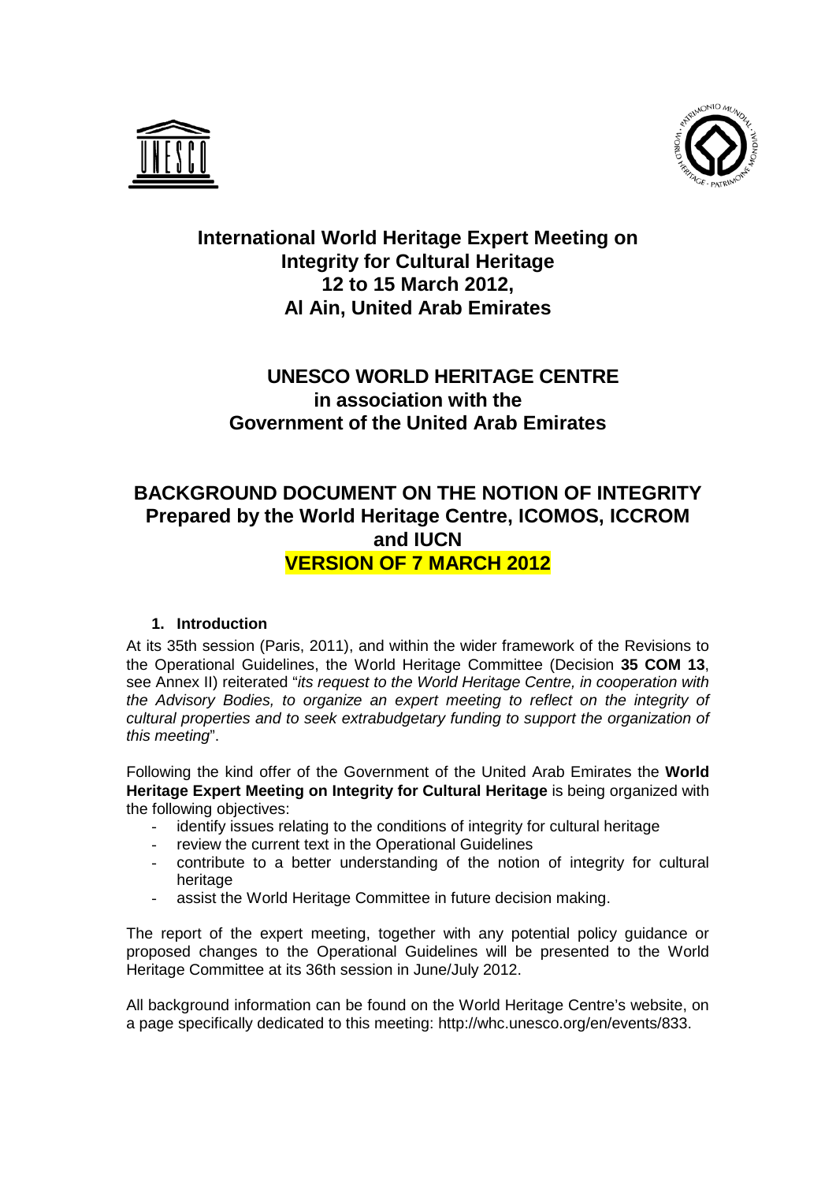# International World Heritage Expert Meeting on Integrity for Cultural Heritage 12 to 15 March 2012, Al Ain, United Arab Emirates

## UNESCO WORLD HERITAGE CENTRE in association with the Government of the United Arab Emirates

## BACKGROUND DOCUMENT ON THE NOTION OF INTEGRITY Prepared by the World Heritage Centre, ICOMOS, ICCROM and IUCN

**VERSION OF 7 MARCH 2012**

### 1. Introduction

At its 35th session (Paris, 2011), and within the wider framework of the Revisions to the Operational Guidelines, the World Heritage Committee (Decision **35 COM 13**, see Annex II) reiterated "*its request to the World Heritage Centre, in cooperation with the Advisory Bodies, to organize an expert meeting to reflect on the integrity of cultural properties and to seek extrabudgetary funding to support the organization of this meeting*".

Following the kind offer of the Government of the United Arab Emirates the **World Heritage Expert Meeting on Integrity for Cultural Heritage** is being organized with the following objectives:

- identify issues relating to the conditions of integrity for cultural heritage
- review the current text in the Operational Guidelines
- contribute to a better understanding of the notion of integrity for cultural heritage
- assist the World Heritage Committee in future decision making.

The report of the expert meeting, together with any potential policy guidance or proposed changes to the Operational Guidelines will be presented to the World Heritage Committee at its 36th session in June/July 2012.

All background information can be found on the World Heritage Centre's website, on a page specifically dedicated to this meeting: http://whc.unesco.org/en/events/833.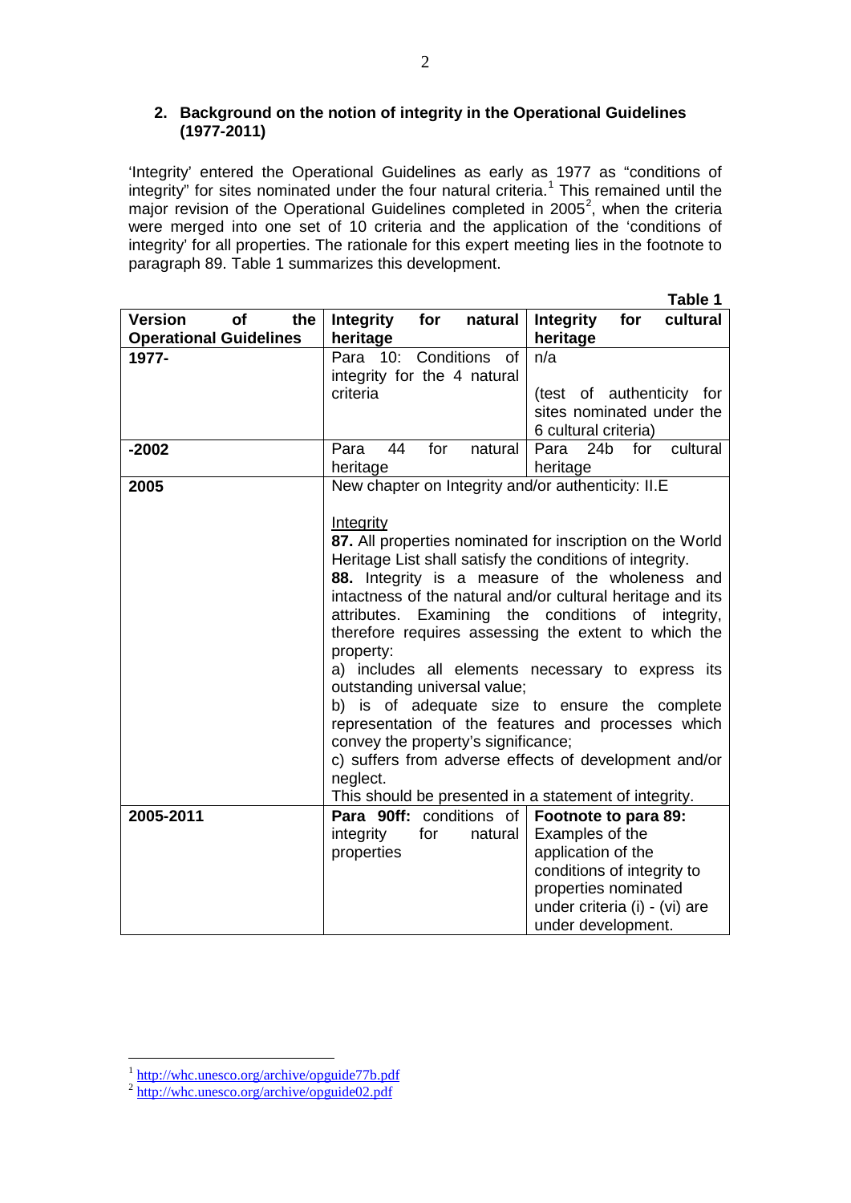## 2. Background on the notion of integrity in the Operational Guidelines (1977-2011)

'Integrity' entered the Operational Guidelines as early as 1977 as "conditions of integrity" for sites nominated under the four natural criteria.[1] This remained until the major revision of the Operational Guidelines completed in 2005[2], when the criteria were merged into one set of 10 criteria and the application of the 'conditions of integrity' for all properties. The rationale for this expert meeting lies in the footnote to paragraph 89. Table 1 summarizes this development.

**Table 1**

| Version of the Operational Guidelines | Integrity for natural heritage | Integrity for cultural heritage |
|---|---|---|
| **1977-** | Para 10: Conditions of integrity for the 4 natural criteria | n/a<br><br>(test of authenticity for sites nominated under the 6 cultural criteria) |
| **-2002** | Para 44 for natural heritage | Para 24b for cultural heritage |
| **2005** | New chapter on Integrity and/or authenticity: II.E<br><br>Integrity<br>**87.** All properties nominated for inscription on the World Heritage List shall satisfy the conditions of integrity.<br>**88.** Integrity is a measure of the wholeness and intactness of the natural and/or cultural heritage and its attributes. Examining the conditions of integrity, therefore requires assessing the extent to which the property:<br>a) includes all elements necessary to express its outstanding universal value;<br>b) is of adequate size to ensure the complete representation of the features and processes which convey the property's significance;<br>c) suffers from adverse effects of development and/or neglect.<br>This should be presented in a statement of integrity. | |
| **2005-2011** | **Para 90ff:** conditions of integrity for natural properties | **Footnote to para 89:** Examples of the application of the conditions of integrity to properties nominated under criteria (i) - (vi) are under development. |

[1] http://whc.unesco.org/archive/opguide77b.pdf

[2] http://whc.unesco.org/archive/opguide02.pdf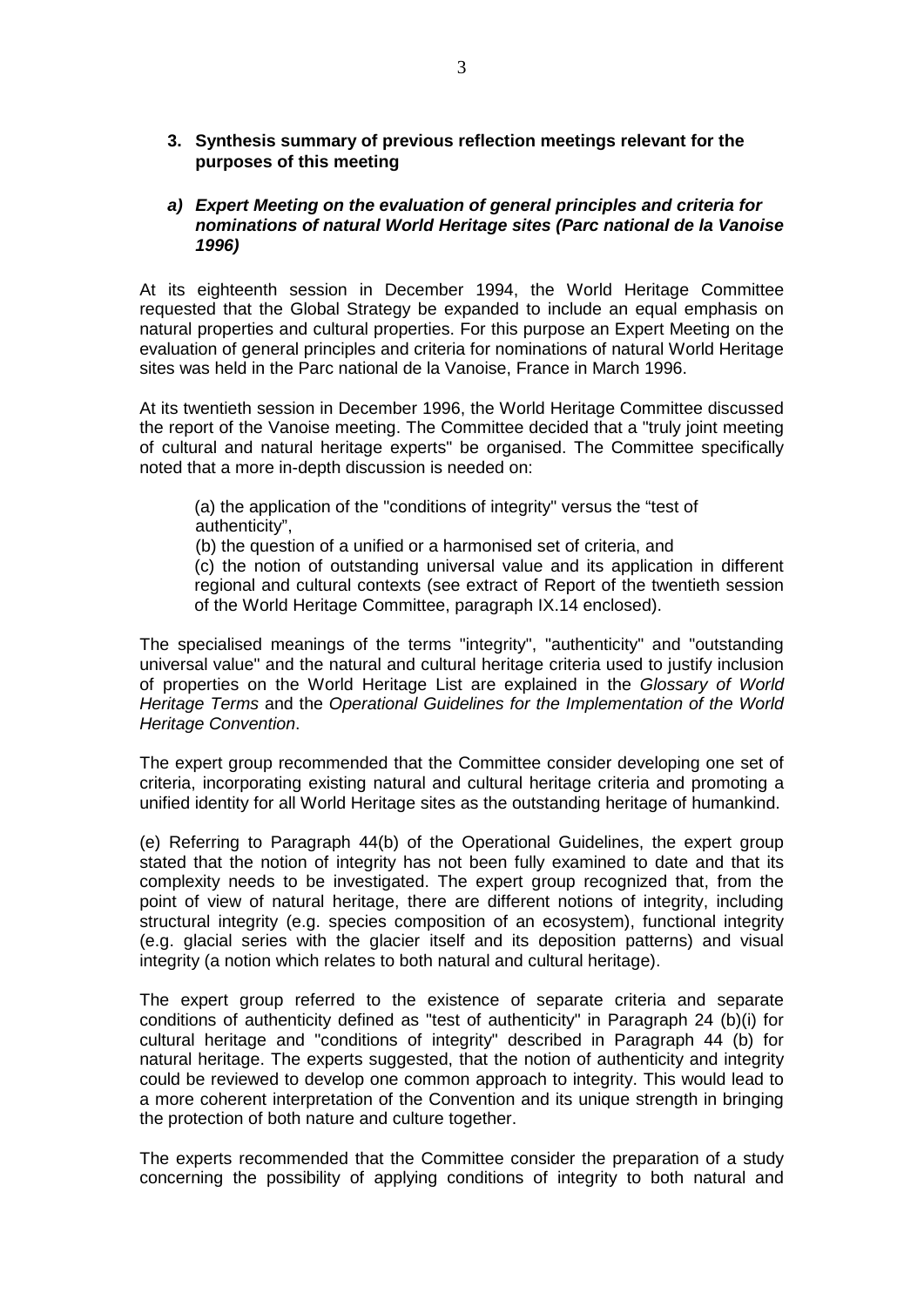### 3. Synthesis summary of previous reflection meetings relevant for the purposes of this meeting

#### *a) Expert Meeting on the evaluation of general principles and criteria for nominations of natural World Heritage sites (Parc national de la Vanoise 1996)*

At its eighteenth session in December 1994, the World Heritage Committee requested that the Global Strategy be expanded to include an equal emphasis on natural properties and cultural properties. For this purpose an Expert Meeting on the evaluation of general principles and criteria for nominations of natural World Heritage sites was held in the Parc national de la Vanoise, France in March 1996.

At its twentieth session in December 1996, the World Heritage Committee discussed the report of the Vanoise meeting. The Committee decided that a "truly joint meeting of cultural and natural heritage experts" be organised. The Committee specifically noted that a more in-depth discussion is needed on:

> (a) the application of the "conditions of integrity" versus the "test of authenticity",
> (b) the question of a unified or a harmonised set of criteria, and
> (c) the notion of outstanding universal value and its application in different regional and cultural contexts (see extract of Report of the twentieth session of the World Heritage Committee, paragraph IX.14 enclosed).

The specialised meanings of the terms "integrity", "authenticity" and "outstanding universal value" and the natural and cultural heritage criteria used to justify inclusion of properties on the World Heritage List are explained in the *Glossary of World Heritage Terms* and the *Operational Guidelines for the Implementation of the World Heritage Convention*.

The expert group recommended that the Committee consider developing one set of criteria, incorporating existing natural and cultural heritage criteria and promoting a unified identity for all World Heritage sites as the outstanding heritage of humankind.

(e) Referring to Paragraph 44(b) of the Operational Guidelines, the expert group stated that the notion of integrity has not been fully examined to date and that its complexity needs to be investigated. The expert group recognized that, from the point of view of natural heritage, there are different notions of integrity, including structural integrity (e.g. species composition of an ecosystem), functional integrity (e.g. glacial series with the glacier itself and its deposition patterns) and visual integrity (a notion which relates to both natural and cultural heritage).

The expert group referred to the existence of separate criteria and separate conditions of authenticity defined as "test of authenticity" in Paragraph 24 (b)(i) for cultural heritage and "conditions of integrity" described in Paragraph 44 (b) for natural heritage. The experts suggested, that the notion of authenticity and integrity could be reviewed to develop one common approach to integrity. This would lead to a more coherent interpretation of the Convention and its unique strength in bringing the protection of both nature and culture together.

The experts recommended that the Committee consider the preparation of a study concerning the possibility of applying conditions of integrity to both natural and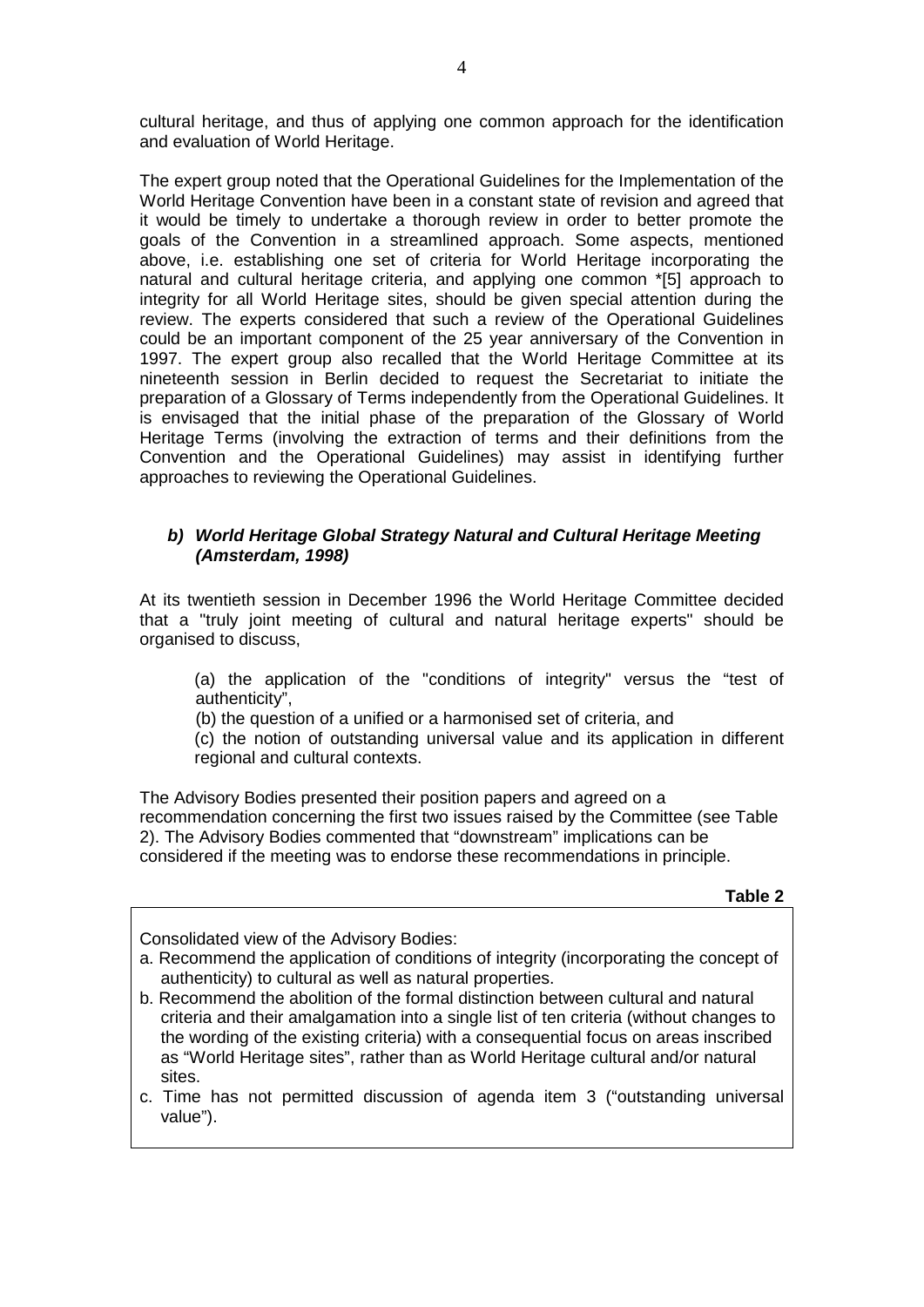cultural heritage, and thus of applying one common approach for the identification and evaluation of World Heritage.

The expert group noted that the Operational Guidelines for the Implementation of the World Heritage Convention have been in a constant state of revision and agreed that it would be timely to undertake a thorough review in order to better promote the goals of the Convention in a streamlined approach. Some aspects, mentioned above, i.e. establishing one set of criteria for World Heritage incorporating the natural and cultural heritage criteria, and applying one common *[5] approach to integrity for all World Heritage sites, should be given special attention during the review. The experts considered that such a review of the Operational Guidelines could be an important component of the 25 year anniversary of the Convention in 1997. The expert group also recalled that the World Heritage Committee at its nineteenth session in Berlin decided to request the Secretariat to initiate the preparation of a Glossary of Terms independently from the Operational Guidelines. It is envisaged that the initial phase of the preparation of the Glossary of World Heritage Terms (involving the extraction of terms and their definitions from the Convention and the Operational Guidelines) may assist in identifying further approaches to reviewing the Operational Guidelines.

### *b) World Heritage Global Strategy Natural and Cultural Heritage Meeting (Amsterdam, 1998)*

At its twentieth session in December 1996 the World Heritage Committee decided that a "truly joint meeting of cultural and natural heritage experts" should be organised to discuss,

(a) the application of the "conditions of integrity" versus the "test of authenticity",

(b) the question of a unified or a harmonised set of criteria, and

(c) the notion of outstanding universal value and its application in different regional and cultural contexts.

The Advisory Bodies presented their position papers and agreed on a recommendation concerning the first two issues raised by the Committee (see Table 2). The Advisory Bodies commented that "downstream" implications can be considered if the meeting was to endorse these recommendations in principle.

**Table 2**

Consolidated view of the Advisory Bodies:

a. Recommend the application of conditions of integrity (incorporating the concept of authenticity) to cultural as well as natural properties.

b. Recommend the abolition of the formal distinction between cultural and natural criteria and their amalgamation into a single list of ten criteria (without changes to the wording of the existing criteria) with a consequential focus on areas inscribed as "World Heritage sites", rather than as World Heritage cultural and/or natural sites.

c. Time has not permitted discussion of agenda item 3 ("outstanding universal value").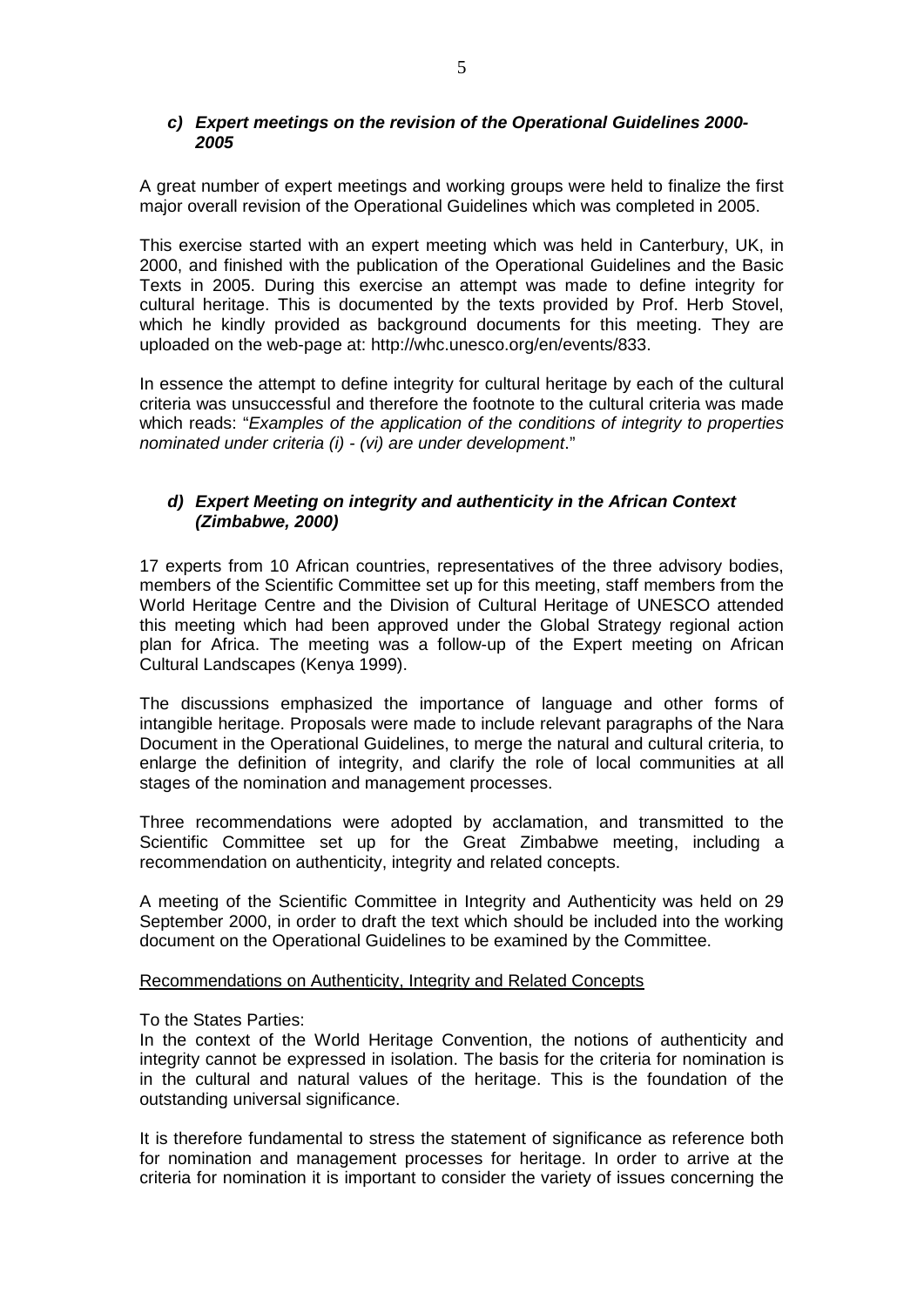### *c) Expert meetings on the revision of the Operational Guidelines 2000-2005*

A great number of expert meetings and working groups were held to finalize the first major overall revision of the Operational Guidelines which was completed in 2005.

This exercise started with an expert meeting which was held in Canterbury, UK, in 2000, and finished with the publication of the Operational Guidelines and the Basic Texts in 2005. During this exercise an attempt was made to define integrity for cultural heritage. This is documented by the texts provided by Prof. Herb Stovel, which he kindly provided as background documents for this meeting. They are uploaded on the web-page at: http://whc.unesco.org/en/events/833.

In essence the attempt to define integrity for cultural heritage by each of the cultural criteria was unsuccessful and therefore the footnote to the cultural criteria was made which reads: "*Examples of the application of the conditions of integrity to properties nominated under criteria (i) - (vi) are under development*."

### *d) Expert Meeting on integrity and authenticity in the African Context (Zimbabwe, 2000)*

17 experts from 10 African countries, representatives of the three advisory bodies, members of the Scientific Committee set up for this meeting, staff members from the World Heritage Centre and the Division of Cultural Heritage of UNESCO attended this meeting which had been approved under the Global Strategy regional action plan for Africa. The meeting was a follow-up of the Expert meeting on African Cultural Landscapes (Kenya 1999).

The discussions emphasized the importance of language and other forms of intangible heritage. Proposals were made to include relevant paragraphs of the Nara Document in the Operational Guidelines, to merge the natural and cultural criteria, to enlarge the definition of integrity, and clarify the role of local communities at all stages of the nomination and management processes.

Three recommendations were adopted by acclamation, and transmitted to the Scientific Committee set up for the Great Zimbabwe meeting, including a recommendation on authenticity, integrity and related concepts.

A meeting of the Scientific Committee in Integrity and Authenticity was held on 29 September 2000, in order to draft the text which should be included into the working document on the Operational Guidelines to be examined by the Committee.

Recommendations on Authenticity, Integrity and Related Concepts

To the States Parties:
In the context of the World Heritage Convention, the notions of authenticity and integrity cannot be expressed in isolation. The basis for the criteria for nomination is in the cultural and natural values of the heritage. This is the foundation of the outstanding universal significance.

It is therefore fundamental to stress the statement of significance as reference both for nomination and management processes for heritage. In order to arrive at the criteria for nomination it is important to consider the variety of issues concerning the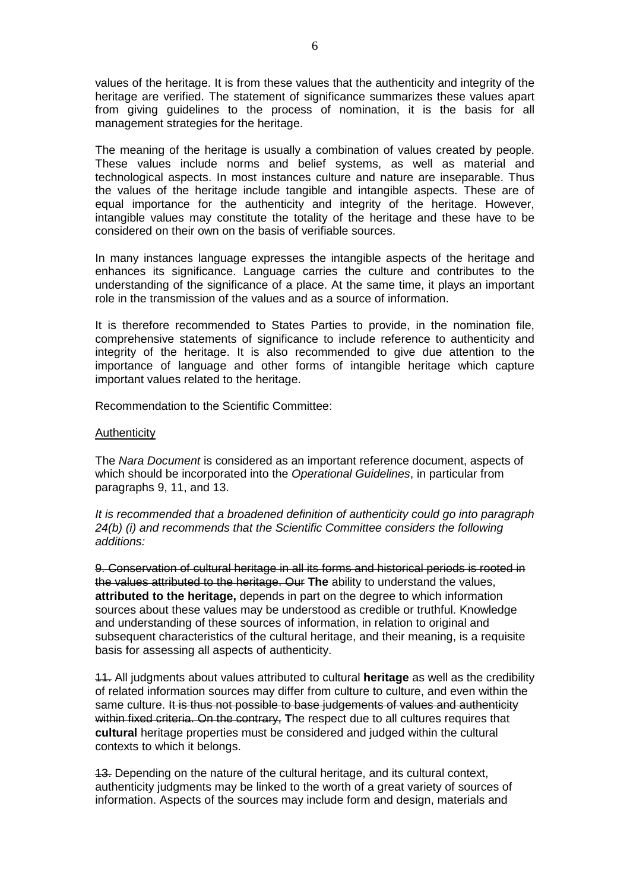values of the heritage. It is from these values that the authenticity and integrity of the heritage are verified. The statement of significance summarizes these values apart from giving guidelines to the process of nomination, it is the basis for all management strategies for the heritage.

The meaning of the heritage is usually a combination of values created by people. These values include norms and belief systems, as well as material and technological aspects. In most instances culture and nature are inseparable. Thus the values of the heritage include tangible and intangible aspects. These are of equal importance for the authenticity and integrity of the heritage. However, intangible values may constitute the totality of the heritage and these have to be considered on their own on the basis of verifiable sources.

In many instances language expresses the intangible aspects of the heritage and enhances its significance. Language carries the culture and contributes to the understanding of the significance of a place. At the same time, it plays an important role in the transmission of the values and as a source of information.

It is therefore recommended to States Parties to provide, in the nomination file, comprehensive statements of significance to include reference to authenticity and integrity of the heritage. It is also recommended to give due attention to the importance of language and other forms of intangible heritage which capture important values related to the heritage.

Recommendation to the Scientific Committee:

<u>Authenticity</u>

The *Nara Document* is considered as an important reference document, aspects of which should be incorporated into the *Operational Guidelines*, in particular from paragraphs 9, 11, and 13.

*It is recommended that a broadened definition of authenticity could go into paragraph 24(b) (i) and recommends that the Scientific Committee considers the following additions:*

~~9. Conservation of cultural heritage in all its forms and historical periods is rooted in the values attributed to the heritage. Our~~ **The** ability to understand the values, **attributed to the heritage,** depends in part on the degree to which information sources about these values may be understood as credible or truthful. Knowledge and understanding of these sources of information, in relation to original and subsequent characteristics of the cultural heritage, and their meaning, is a requisite basis for assessing all aspects of authenticity.

~~11.~~ All judgments about values attributed to cultural **heritage** as well as the credibility of related information sources may differ from culture to culture, and even within the same culture. ~~It is thus not possible to base judgements of values and authenticity within fixed criteria. On the contrary,~~ **T**he respect due to all cultures requires that **cultural** heritage properties must be considered and judged within the cultural contexts to which it belongs.

~~13.~~ Depending on the nature of the cultural heritage, and its cultural context, authenticity judgments may be linked to the worth of a great variety of sources of information. Aspects of the sources may include form and design, materials and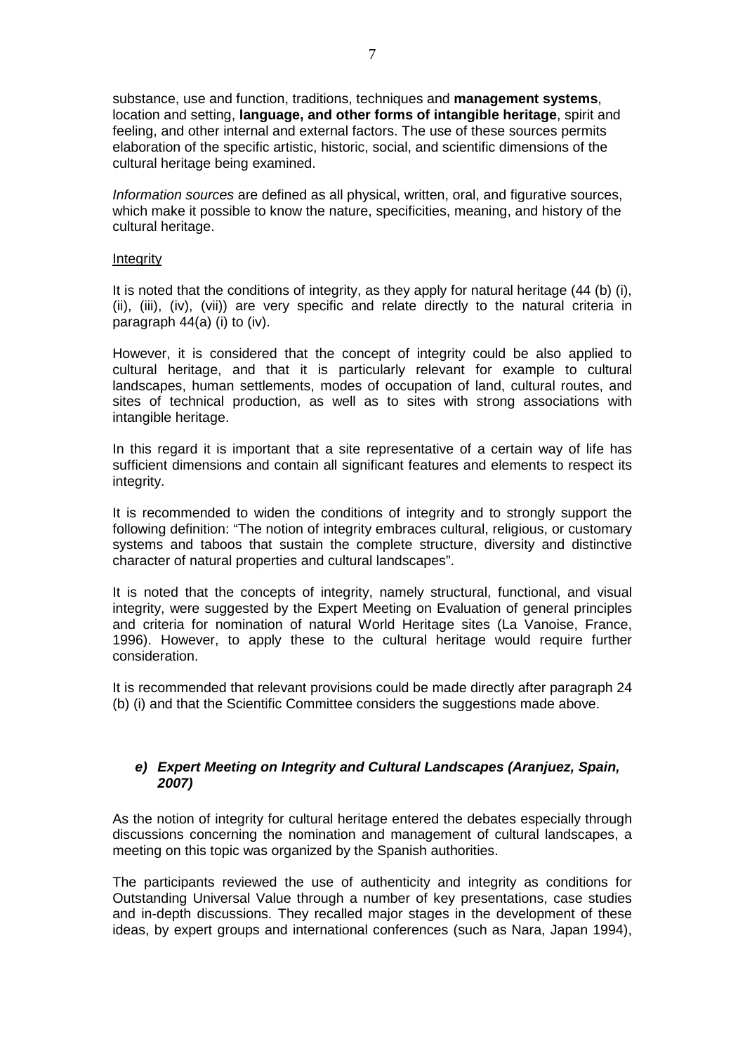substance, use and function, traditions, techniques and **management systems**, location and setting, **language, and other forms of intangible heritage**, spirit and feeling, and other internal and external factors. The use of these sources permits elaboration of the specific artistic, historic, social, and scientific dimensions of the cultural heritage being examined.

*Information sources* are defined as all physical, written, oral, and figurative sources, which make it possible to know the nature, specificities, meaning, and history of the cultural heritage.

Integrity

It is noted that the conditions of integrity, as they apply for natural heritage (44 (b) (i), (ii), (iii), (iv), (vii)) are very specific and relate directly to the natural criteria in paragraph 44(a) (i) to (iv).

However, it is considered that the concept of integrity could be also applied to cultural heritage, and that it is particularly relevant for example to cultural landscapes, human settlements, modes of occupation of land, cultural routes, and sites of technical production, as well as to sites with strong associations with intangible heritage.

In this regard it is important that a site representative of a certain way of life has sufficient dimensions and contain all significant features and elements to respect its integrity.

It is recommended to widen the conditions of integrity and to strongly support the following definition: "The notion of integrity embraces cultural, religious, or customary systems and taboos that sustain the complete structure, diversity and distinctive character of natural properties and cultural landscapes".

It is noted that the concepts of integrity, namely structural, functional, and visual integrity, were suggested by the Expert Meeting on Evaluation of general principles and criteria for nomination of natural World Heritage sites (La Vanoise, France, 1996). However, to apply these to the cultural heritage would require further consideration.

It is recommended that relevant provisions could be made directly after paragraph 24 (b) (i) and that the Scientific Committee considers the suggestions made above.

#### *e) Expert Meeting on Integrity and Cultural Landscapes (Aranjuez, Spain, 2007)*

As the notion of integrity for cultural heritage entered the debates especially through discussions concerning the nomination and management of cultural landscapes, a meeting on this topic was organized by the Spanish authorities.

The participants reviewed the use of authenticity and integrity as conditions for Outstanding Universal Value through a number of key presentations, case studies and in-depth discussions. They recalled major stages in the development of these ideas, by expert groups and international conferences (such as Nara, Japan 1994),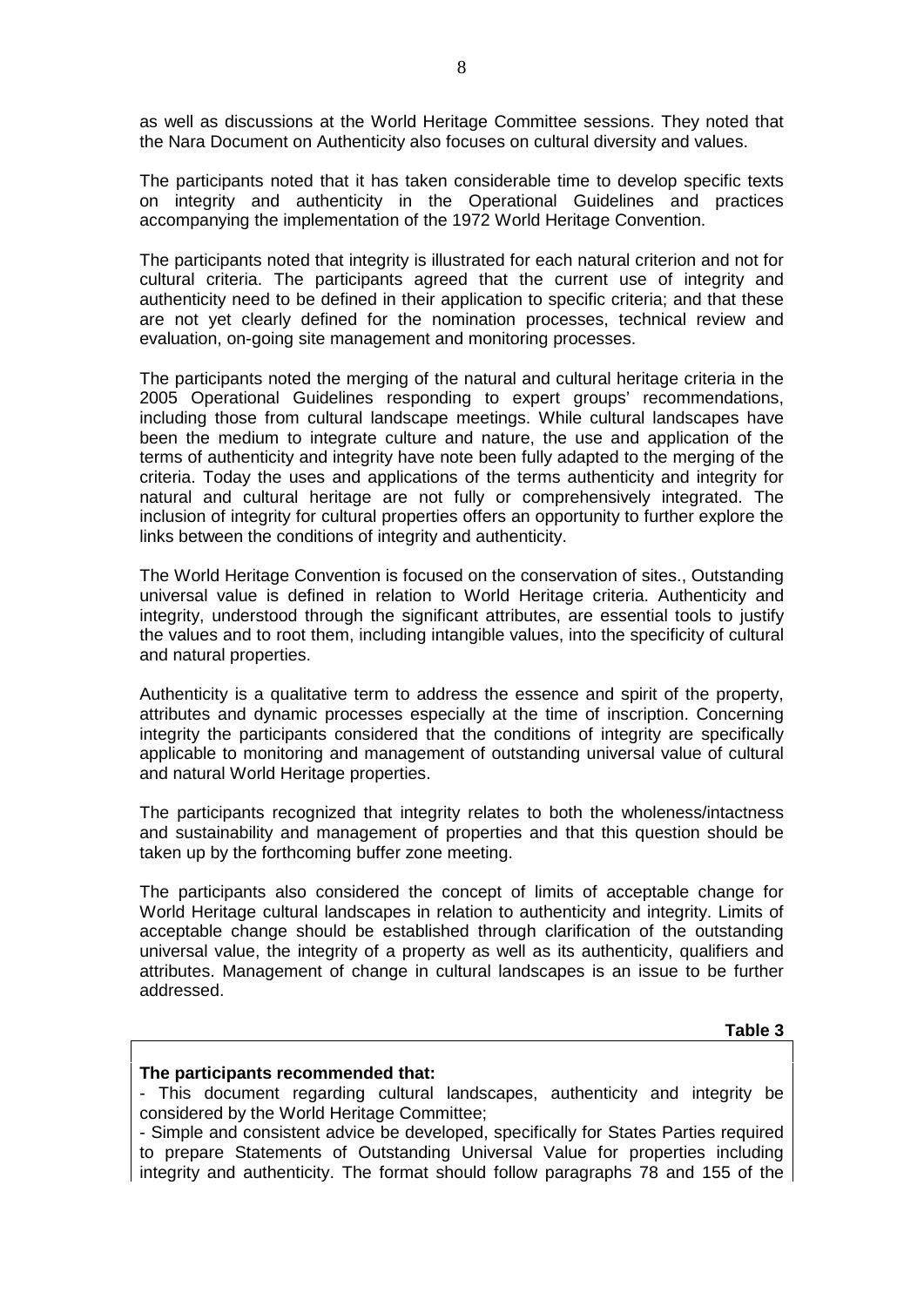as well as discussions at the World Heritage Committee sessions. They noted that the Nara Document on Authenticity also focuses on cultural diversity and values.

The participants noted that it has taken considerable time to develop specific texts on integrity and authenticity in the Operational Guidelines and practices accompanying the implementation of the 1972 World Heritage Convention.

The participants noted that integrity is illustrated for each natural criterion and not for cultural criteria. The participants agreed that the current use of integrity and authenticity need to be defined in their application to specific criteria; and that these are not yet clearly defined for the nomination processes, technical review and evaluation, on-going site management and monitoring processes.

The participants noted the merging of the natural and cultural heritage criteria in the 2005 Operational Guidelines responding to expert groups' recommendations, including those from cultural landscape meetings. While cultural landscapes have been the medium to integrate culture and nature, the use and application of the terms of authenticity and integrity have note been fully adapted to the merging of the criteria. Today the uses and applications of the terms authenticity and integrity for natural and cultural heritage are not fully or comprehensively integrated. The inclusion of integrity for cultural properties offers an opportunity to further explore the links between the conditions of integrity and authenticity.

The World Heritage Convention is focused on the conservation of sites., Outstanding universal value is defined in relation to World Heritage criteria. Authenticity and integrity, understood through the significant attributes, are essential tools to justify the values and to root them, including intangible values, into the specificity of cultural and natural properties.

Authenticity is a qualitative term to address the essence and spirit of the property, attributes and dynamic processes especially at the time of inscription. Concerning integrity the participants considered that the conditions of integrity are specifically applicable to monitoring and management of outstanding universal value of cultural and natural World Heritage properties.

The participants recognized that integrity relates to both the wholeness/intactness and sustainability and management of properties and that this question should be taken up by the forthcoming buffer zone meeting.

The participants also considered the concept of limits of acceptable change for World Heritage cultural landscapes in relation to authenticity and integrity. Limits of acceptable change should be established through clarification of the outstanding universal value, the integrity of a property as well as its authenticity, qualifiers and attributes. Management of change in cultural landscapes is an issue to be further addressed.

**Table 3**

**The participants recommended that:**

- This document regarding cultural landscapes, authenticity and integrity be considered by the World Heritage Committee;
- Simple and consistent advice be developed, specifically for States Parties required to prepare Statements of Outstanding Universal Value for properties including integrity and authenticity. The format should follow paragraphs 78 and 155 of the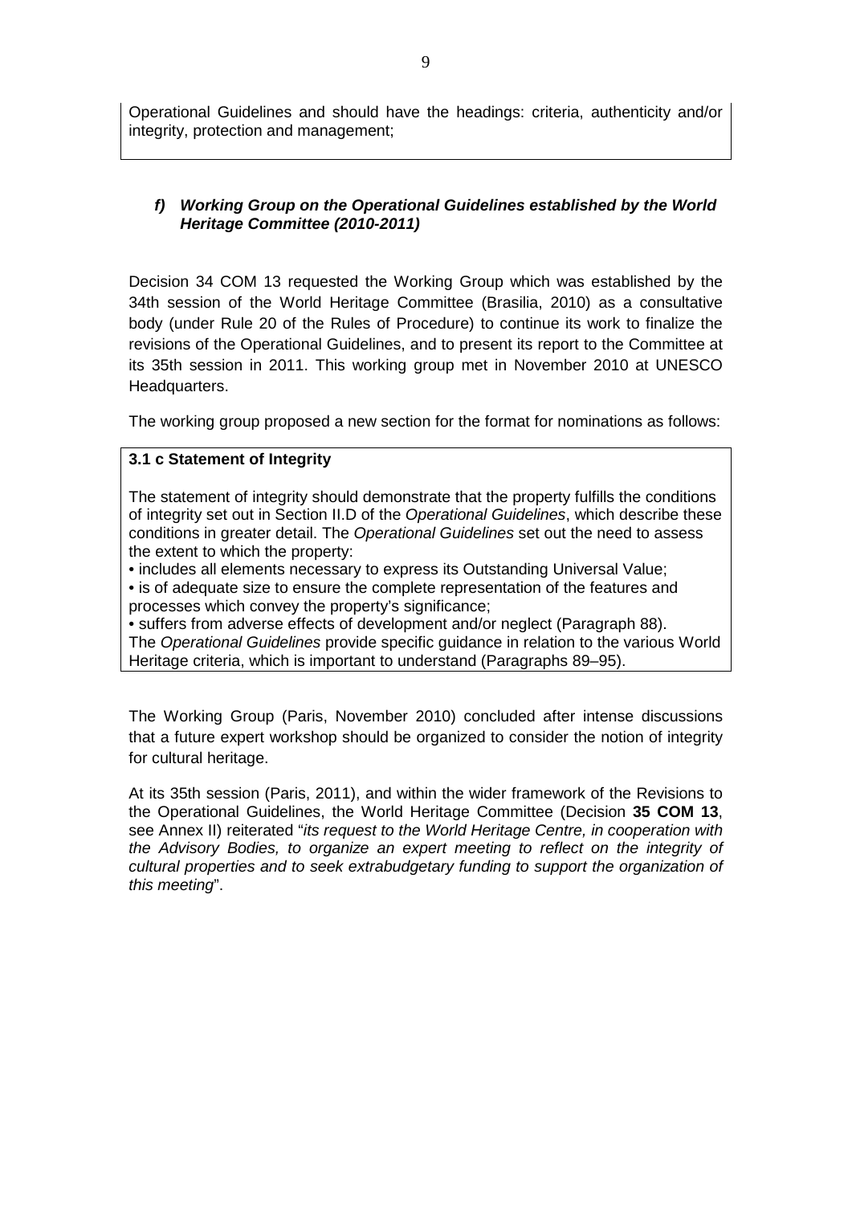Operational Guidelines and should have the headings: criteria, authenticity and/or integrity, protection and management;

### *f) Working Group on the Operational Guidelines established by the World Heritage Committee (2010-2011)*

Decision 34 COM 13 requested the Working Group which was established by the 34th session of the World Heritage Committee (Brasilia, 2010) as a consultative body (under Rule 20 of the Rules of Procedure) to continue its work to finalize the revisions of the Operational Guidelines, and to present its report to the Committee at its 35th session in 2011. This working group met in November 2010 at UNESCO Headquarters.

The working group proposed a new section for the format for nominations as follows:

**3.1 c Statement of Integrity**

The statement of integrity should demonstrate that the property fulfills the conditions of integrity set out in Section II.D of the *Operational Guidelines*, which describe these conditions in greater detail. The *Operational Guidelines* set out the need to assess the extent to which the property:

- includes all elements necessary to express its Outstanding Universal Value;
- is of adequate size to ensure the complete representation of the features and processes which convey the property's significance;
- suffers from adverse effects of development and/or neglect (Paragraph 88).

The *Operational Guidelines* provide specific guidance in relation to the various World Heritage criteria, which is important to understand (Paragraphs 89–95).

The Working Group (Paris, November 2010) concluded after intense discussions that a future expert workshop should be organized to consider the notion of integrity for cultural heritage.

At its 35th session (Paris, 2011), and within the wider framework of the Revisions to the Operational Guidelines, the World Heritage Committee (Decision **35 COM 13**, see Annex II) reiterated "*its request to the World Heritage Centre, in cooperation with the Advisory Bodies, to organize an expert meeting to reflect on the integrity of cultural properties and to seek extrabudgetary funding to support the organization of this meeting*".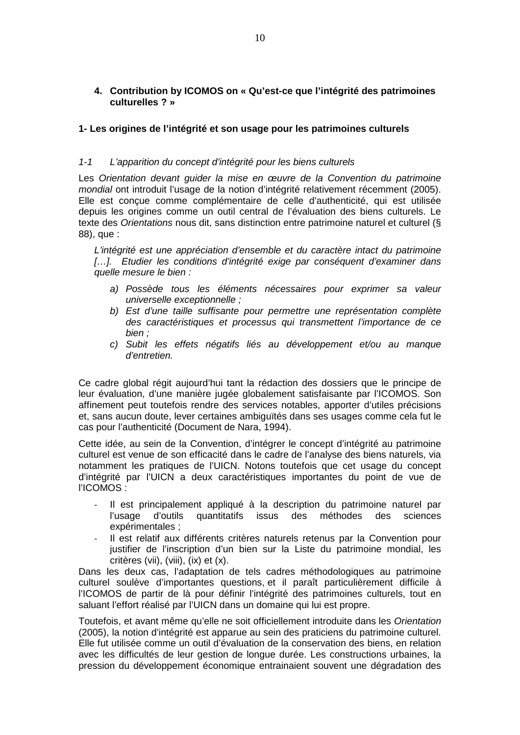## 4. Contribution by ICOMOS on « Qu'est-ce que l'intégrité des patrimoines culturelles ? »

### 1- Les origines de l'intégrité et son usage pour les patrimoines culturels

*1-1 L'apparition du concept d'intégrité pour les biens culturels*

Les *Orientation devant guider la mise en œuvre de la Convention du patrimoine mondial* ont introduit l'usage de la notion d'intégrité relativement récemment (2005). Elle est conçue comme complémentaire de celle d'authenticité, qui est utilisée depuis les origines comme un outil central de l'évaluation des biens culturels. Le texte des *Orientations* nous dit, sans distinction entre patrimoine naturel et culturel (§ 88), que :

> *L'intégrité est une appréciation d'ensemble et du caractère intact du patrimoine […]. Etudier les conditions d'intégrité exige par conséquent d'examiner dans quelle mesure le bien :*
>
> *a) Possède tous les éléments nécessaires pour exprimer sa valeur universelle exceptionnelle ;*
> *b) Est d'une taille suffisante pour permettre une représentation complète des caractéristiques et processus qui transmettent l'importance de ce bien ;*
> *c) Subit les effets négatifs liés au développement et/ou au manque d'entretien.*

Ce cadre global régit aujourd'hui tant la rédaction des dossiers que le principe de leur évaluation, d'une manière jugée globalement satisfaisante par l'ICOMOS. Son affinement peut toutefois rendre des services notables, apporter d'utiles précisions et, sans aucun doute, lever certaines ambiguïtés dans ses usages comme cela fut le cas pour l'authenticité (Document de Nara, 1994).

Cette idée, au sein de la Convention, d'intégrer le concept d'intégrité au patrimoine culturel est venue de son efficacité dans le cadre de l'analyse des biens naturels, via notamment les pratiques de l'UICN. Notons toutefois que cet usage du concept d'intégrité par l'UICN a deux caractéristiques importantes du point de vue de l'ICOMOS :

- Il est principalement appliqué à la description du patrimoine naturel par l'usage d'outils quantitatifs issus des méthodes des sciences expérimentales ;
- Il est relatif aux différents critères naturels retenus par la Convention pour justifier de l'inscription d'un bien sur la Liste du patrimoine mondial, les critères (vii), (viii), (ix) et (x).

Dans les deux cas, l'adaptation de tels cadres méthodologiques au patrimoine culturel soulève d'importantes questions, et il paraît particulièrement difficile à l'ICOMOS de partir de là pour définir l'intégrité des patrimoines culturels, tout en saluant l'effort réalisé par l'UICN dans un domaine qui lui est propre.

Toutefois, et avant même qu'elle ne soit officiellement introduite dans les *Orientation* (2005), la notion d'intégrité est apparue au sein des praticiens du patrimoine culturel. Elle fut utilisée comme un outil d'évaluation de la conservation des biens, en relation avec les difficultés de leur gestion de longue durée. Les constructions urbaines, la pression du développement économique entrainaient souvent une dégradation des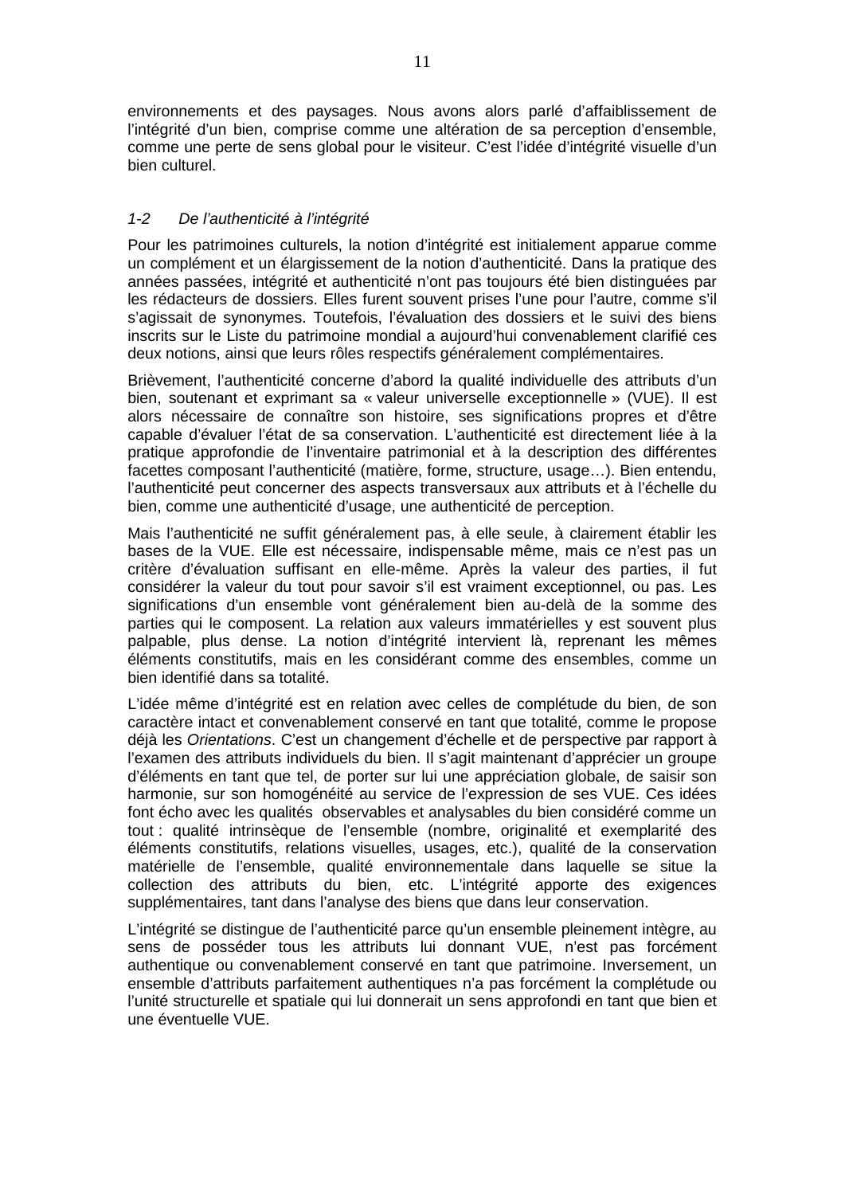environnements et des paysages. Nous avons alors parlé d'affaiblissement de l'intégrité d'un bien, comprise comme une altération de sa perception d'ensemble, comme une perte de sens global pour le visiteur. C'est l'idée d'intégrité visuelle d'un bien culturel.

### *1-2 De l'authenticité à l'intégrité*

Pour les patrimoines culturels, la notion d'intégrité est initialement apparue comme un complément et un élargissement de la notion d'authenticité. Dans la pratique des années passées, intégrité et authenticité n'ont pas toujours été bien distinguées par les rédacteurs de dossiers. Elles furent souvent prises l'une pour l'autre, comme s'il s'agissait de synonymes. Toutefois, l'évaluation des dossiers et le suivi des biens inscrits sur le Liste du patrimoine mondial a aujourd'hui convenablement clarifié ces deux notions, ainsi que leurs rôles respectifs généralement complémentaires.

Brièvement, l'authenticité concerne d'abord la qualité individuelle des attributs d'un bien, soutenant et exprimant sa « valeur universelle exceptionnelle » (VUE). Il est alors nécessaire de connaître son histoire, ses significations propres et d'être capable d'évaluer l'état de sa conservation. L'authenticité est directement liée à la pratique approfondie de l'inventaire patrimonial et à la description des différentes facettes composant l'authenticité (matière, forme, structure, usage…). Bien entendu, l'authenticité peut concerner des aspects transversaux aux attributs et à l'échelle du bien, comme une authenticité d'usage, une authenticité de perception.

Mais l'authenticité ne suffit généralement pas, à elle seule, à clairement établir les bases de la VUE. Elle est nécessaire, indispensable même, mais ce n'est pas un critère d'évaluation suffisant en elle-même. Après la valeur des parties, il fut considérer la valeur du tout pour savoir s'il est vraiment exceptionnel, ou pas. Les significations d'un ensemble vont généralement bien au-delà de la somme des parties qui le composent. La relation aux valeurs immatérielles y est souvent plus palpable, plus dense. La notion d'intégrité intervient là, reprenant les mêmes éléments constitutifs, mais en les considérant comme des ensembles, comme un bien identifié dans sa totalité.

L'idée même d'intégrité est en relation avec celles de complétude du bien, de son caractère intact et convenablement conservé en tant que totalité, comme le propose déjà les *Orientations*. C'est un changement d'échelle et de perspective par rapport à l'examen des attributs individuels du bien. Il s'agit maintenant d'apprécier un groupe d'éléments en tant que tel, de porter sur lui une appréciation globale, de saisir son harmonie, sur son homogénéité au service de l'expression de ses VUE. Ces idées font écho avec les qualités observables et analysables du bien considéré comme un tout : qualité intrinsèque de l'ensemble (nombre, originalité et exemplarité des éléments constitutifs, relations visuelles, usages, etc.), qualité de la conservation matérielle de l'ensemble, qualité environnementale dans laquelle se situe la collection des attributs du bien, etc. L'intégrité apporte des exigences supplémentaires, tant dans l'analyse des biens que dans leur conservation.

L'intégrité se distingue de l'authenticité parce qu'un ensemble pleinement intègre, au sens de posséder tous les attributs lui donnant VUE, n'est pas forcément authentique ou convenablement conservé en tant que patrimoine. Inversement, un ensemble d'attributs parfaitement authentiques n'a pas forcément la complétude ou l'unité structurelle et spatiale qui lui donnerait un sens approfondi en tant que bien et une éventuelle VUE.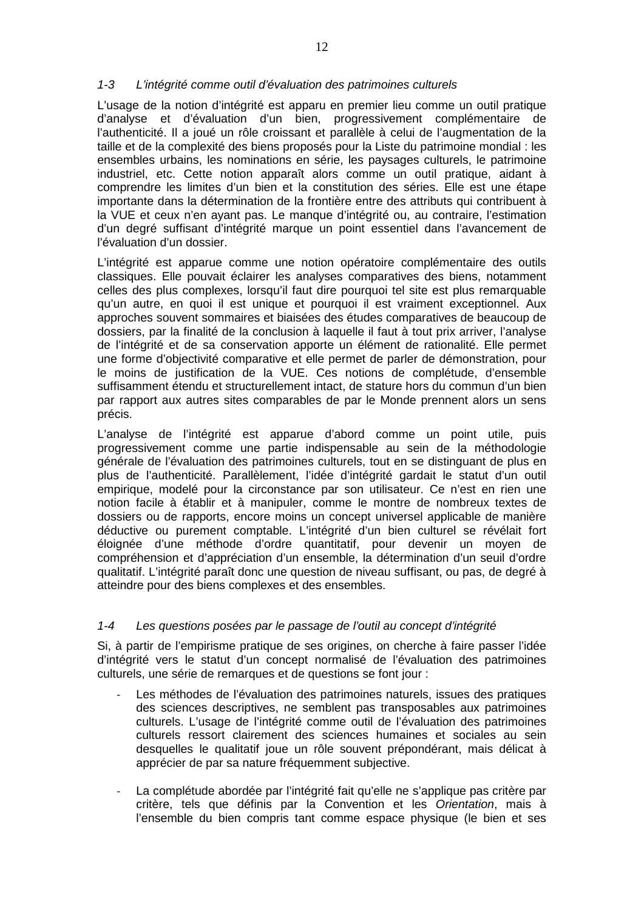### *1-3 L'intégrité comme outil d'évaluation des patrimoines culturels*

L'usage de la notion d'intégrité est apparu en premier lieu comme un outil pratique d'analyse et d'évaluation d'un bien, progressivement complémentaire de l'authenticité. Il a joué un rôle croissant et parallèle à celui de l'augmentation de la taille et de la complexité des biens proposés pour la Liste du patrimoine mondial : les ensembles urbains, les nominations en série, les paysages culturels, le patrimoine industriel, etc. Cette notion apparaît alors comme un outil pratique, aidant à comprendre les limites d'un bien et la constitution des séries. Elle est une étape importante dans la détermination de la frontière entre des attributs qui contribuent à la VUE et ceux n'en ayant pas. Le manque d'intégrité ou, au contraire, l'estimation d'un degré suffisant d'intégrité marque un point essentiel dans l'avancement de l'évaluation d'un dossier.

L'intégrité est apparue comme une notion opératoire complémentaire des outils classiques. Elle pouvait éclairer les analyses comparatives des biens, notamment celles des plus complexes, lorsqu'il faut dire pourquoi tel site est plus remarquable qu'un autre, en quoi il est unique et pourquoi il est vraiment exceptionnel. Aux approches souvent sommaires et biaisées des études comparatives de beaucoup de dossiers, par la finalité de la conclusion à laquelle il faut à tout prix arriver, l'analyse de l'intégrité et de sa conservation apporte un élément de rationalité. Elle permet une forme d'objectivité comparative et elle permet de parler de démonstration, pour le moins de justification de la VUE. Ces notions de complétude, d'ensemble suffisamment étendu et structurellement intact, de stature hors du commun d'un bien par rapport aux autres sites comparables de par le Monde prennent alors un sens précis.

L'analyse de l'intégrité est apparue d'abord comme un point utile, puis progressivement comme une partie indispensable au sein de la méthodologie générale de l'évaluation des patrimoines culturels, tout en se distinguant de plus en plus de l'authenticité. Parallèlement, l'idée d'intégrité gardait le statut d'un outil empirique, modelé pour la circonstance par son utilisateur. Ce n'est en rien une notion facile à établir et à manipuler, comme le montre de nombreux textes de dossiers ou de rapports, encore moins un concept universel applicable de manière déductive ou purement comptable. L'intégrité d'un bien culturel se révélait fort éloignée d'une méthode d'ordre quantitatif, pour devenir un moyen de compréhension et d'appréciation d'un ensemble, la détermination d'un seuil d'ordre qualitatif. L'intégrité paraît donc une question de niveau suffisant, ou pas, de degré à atteindre pour des biens complexes et des ensembles.

### *1-4 Les questions posées par le passage de l'outil au concept d'intégrité*

Si, à partir de l'empirisme pratique de ses origines, on cherche à faire passer l'idée d'intégrité vers le statut d'un concept normalisé de l'évaluation des patrimoines culturels, une série de remarques et de questions se font jour :

- Les méthodes de l'évaluation des patrimoines naturels, issues des pratiques des sciences descriptives, ne semblent pas transposables aux patrimoines culturels. L'usage de l'intégrité comme outil de l'évaluation des patrimoines culturels ressort clairement des sciences humaines et sociales au sein desquelles le qualitatif joue un rôle souvent prépondérant, mais délicat à apprécier de par sa nature fréquemment subjective.

- La complétude abordée par l'intégrité fait qu'elle ne s'applique pas critère par critère, tels que définis par la Convention et les *Orientation*, mais à l'ensemble du bien compris tant comme espace physique (le bien et ses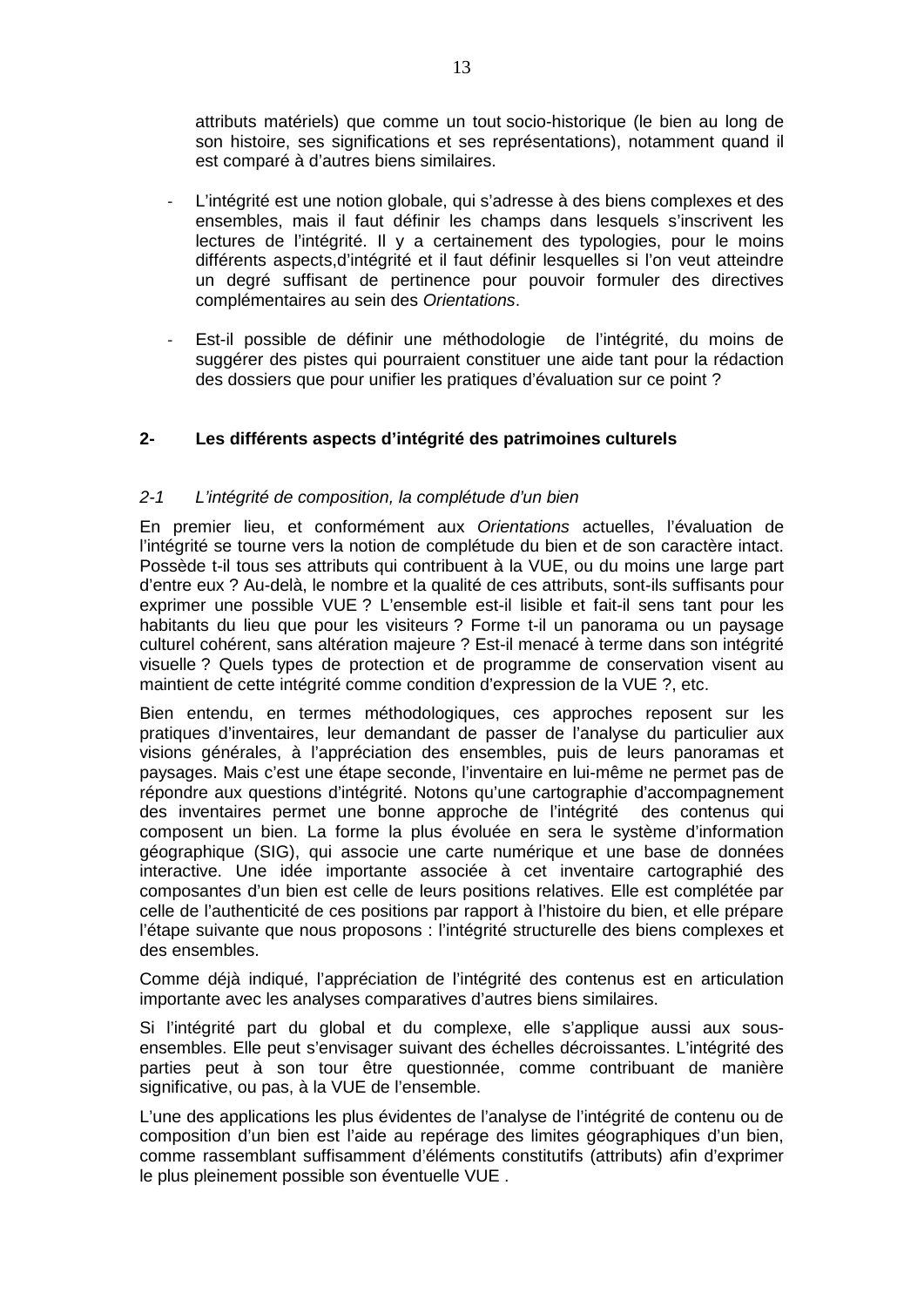attributs matériels) que comme un tout socio-historique (le bien au long de son histoire, ses significations et ses représentations), notamment quand il est comparé à d'autres biens similaires.

- L'intégrité est une notion globale, qui s'adresse à des biens complexes et des ensembles, mais il faut définir les champs dans lesquels s'inscrivent les lectures de l'intégrité. Il y a certainement des typologies, pour le moins différents aspects,d'intégrité et il faut définir lesquelles si l'on veut atteindre un degré suffisant de pertinence pour pouvoir formuler des directives complémentaires au sein des *Orientations*.

- Est-il possible de définir une méthodologie de l'intégrité, du moins de suggérer des pistes qui pourraient constituer une aide tant pour la rédaction des dossiers que pour unifier les pratiques d'évaluation sur ce point ?

## 2- Les différents aspects d'intégrité des patrimoines culturels

### *2-1 L'intégrité de composition, la complétude d'un bien*

En premier lieu, et conformément aux *Orientations* actuelles, l'évaluation de l'intégrité se tourne vers la notion de complétude du bien et de son caractère intact. Possède t-il tous ses attributs qui contribuent à la VUE, ou du moins une large part d'entre eux ? Au-delà, le nombre et la qualité de ces attributs, sont-ils suffisants pour exprimer une possible VUE ? L'ensemble est-il lisible et fait-il sens tant pour les habitants du lieu que pour les visiteurs ? Forme t-il un panorama ou un paysage culturel cohérent, sans altération majeure ? Est-il menacé à terme dans son intégrité visuelle ? Quels types de protection et de programme de conservation visent au maintient de cette intégrité comme condition d'expression de la VUE ?, etc.

Bien entendu, en termes méthodologiques, ces approches reposent sur les pratiques d'inventaires, leur demandant de passer de l'analyse du particulier aux visions générales, à l'appréciation des ensembles, puis de leurs panoramas et paysages. Mais c'est une étape seconde, l'inventaire en lui-même ne permet pas de répondre aux questions d'intégrité. Notons qu'une cartographie d'accompagnement des inventaires permet une bonne approche de l'intégrité des contenus qui composent un bien. La forme la plus évoluée en sera le système d'information géographique (SIG), qui associe une carte numérique et une base de données interactive. Une idée importante associée à cet inventaire cartographié des composantes d'un bien est celle de leurs positions relatives. Elle est complétée par celle de l'authenticité de ces positions par rapport à l'histoire du bien, et elle prépare l'étape suivante que nous proposons : l'intégrité structurelle des biens complexes et des ensembles.

Comme déjà indiqué, l'appréciation de l'intégrité des contenus est en articulation importante avec les analyses comparatives d'autres biens similaires.

Si l'intégrité part du global et du complexe, elle s'applique aussi aux sous-ensembles. Elle peut s'envisager suivant des échelles décroissantes. L'intégrité des parties peut à son tour être questionnée, comme contribuant de manière significative, ou pas, à la VUE de l'ensemble.

L'une des applications les plus évidentes de l'analyse de l'intégrité de contenu ou de composition d'un bien est l'aide au repérage des limites géographiques d'un bien, comme rassemblant suffisamment d'éléments constitutifs (attributs) afin d'exprimer le plus pleinement possible son éventuelle VUE .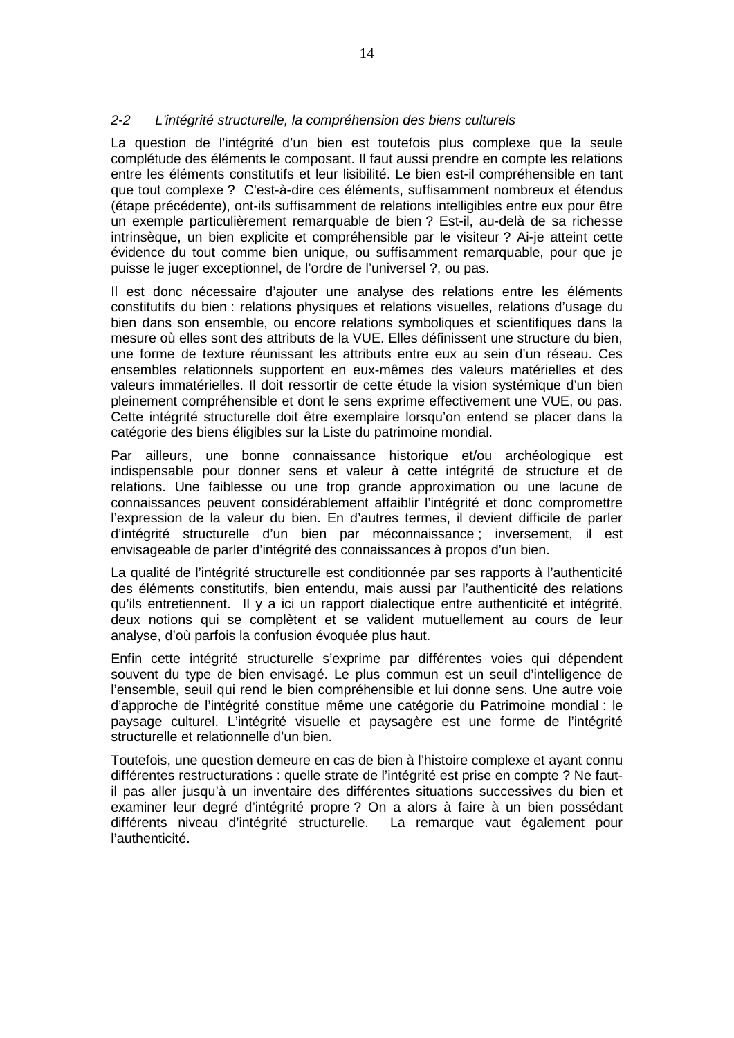*2-2 L'intégrité structurelle, la compréhension des biens culturels*

La question de l'intégrité d'un bien est toutefois plus complexe que la seule complétude des éléments le composant. Il faut aussi prendre en compte les relations entre les éléments constitutifs et leur lisibilité. Le bien est-il compréhensible en tant que tout complexe ? C'est-à-dire ces éléments, suffisamment nombreux et étendus (étape précédente), ont-ils suffisamment de relations intelligibles entre eux pour être un exemple particulièrement remarquable de bien ? Est-il, au-delà de sa richesse intrinsèque, un bien explicite et compréhensible par le visiteur ? Ai-je atteint cette évidence du tout comme bien unique, ou suffisamment remarquable, pour que je puisse le juger exceptionnel, de l'ordre de l'universel ?, ou pas.

Il est donc nécessaire d'ajouter une analyse des relations entre les éléments constitutifs du bien : relations physiques et relations visuelles, relations d'usage du bien dans son ensemble, ou encore relations symboliques et scientifiques dans la mesure où elles sont des attributs de la VUE. Elles définissent une structure du bien, une forme de texture réunissant les attributs entre eux au sein d'un réseau. Ces ensembles relationnels supportent en eux-mêmes des valeurs matérielles et des valeurs immatérielles. Il doit ressortir de cette étude la vision systémique d'un bien pleinement compréhensible et dont le sens exprime effectivement une VUE, ou pas. Cette intégrité structurelle doit être exemplaire lorsqu'on entend se placer dans la catégorie des biens éligibles sur la Liste du patrimoine mondial.

Par ailleurs, une bonne connaissance historique et/ou archéologique est indispensable pour donner sens et valeur à cette intégrité de structure et de relations. Une faiblesse ou une trop grande approximation ou une lacune de connaissances peuvent considérablement affaiblir l'intégrité et donc compromettre l'expression de la valeur du bien. En d'autres termes, il devient difficile de parler d'intégrité structurelle d'un bien par méconnaissance ; inversement, il est envisageable de parler d'intégrité des connaissances à propos d'un bien.

La qualité de l'intégrité structurelle est conditionnée par ses rapports à l'authenticité des éléments constitutifs, bien entendu, mais aussi par l'authenticité des relations qu'ils entretiennent. Il y a ici un rapport dialectique entre authenticité et intégrité, deux notions qui se complètent et se valident mutuellement au cours de leur analyse, d'où parfois la confusion évoquée plus haut.

Enfin cette intégrité structurelle s'exprime par différentes voies qui dépendent souvent du type de bien envisagé. Le plus commun est un seuil d'intelligence de l'ensemble, seuil qui rend le bien compréhensible et lui donne sens. Une autre voie d'approche de l'intégrité constitue même une catégorie du Patrimoine mondial : le paysage culturel. L'intégrité visuelle et paysagère est une forme de l'intégrité structurelle et relationnelle d'un bien.

Toutefois, une question demeure en cas de bien à l'histoire complexe et ayant connu différentes restructurations : quelle strate de l'intégrité est prise en compte ? Ne faut-il pas aller jusqu'à un inventaire des différentes situations successives du bien et examiner leur degré d'intégrité propre ? On a alors à faire à un bien possédant différents niveau d'intégrité structurelle. La remarque vaut également pour l'authenticité.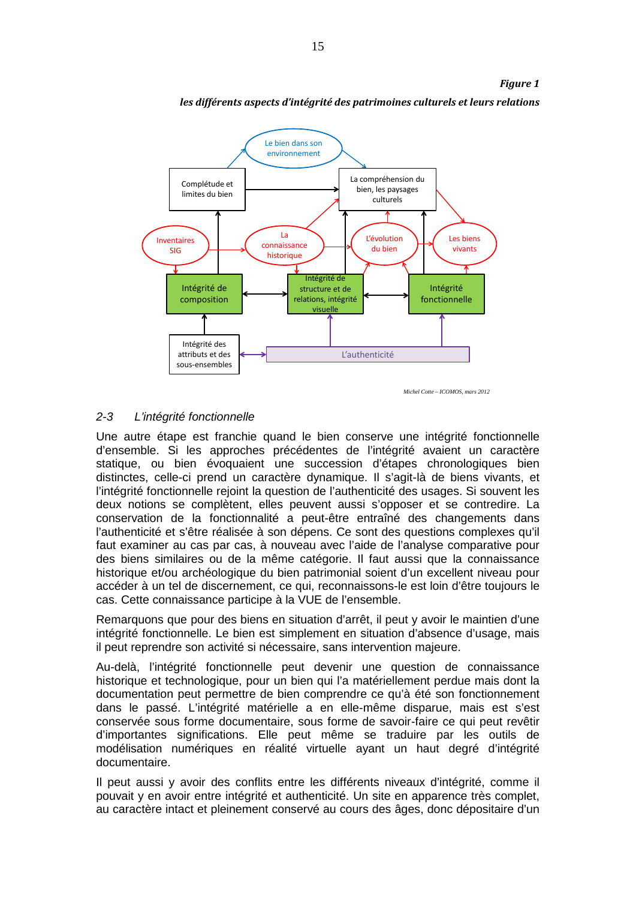***Figure 1***

***les différents aspects d'intégrité des patrimoines culturels et leurs relations***

Le bien dans son environnement

Complétude et limites du bien

La compréhension du bien, les paysages culturels

Inventaires SIG

La connaissance historique

L'évolution du bien

Les biens vivants

Intégrité de composition

Intégrité de structure et de relations, intégrité visuelle

Intégrité fonctionnelle

Intégrité des attributs et des sous-ensembles

L'authenticité

*Michel Cotte – ICOMOS, mars 2012*

## *2-3 L'intégrité fonctionnelle*

Une autre étape est franchie quand le bien conserve une intégrité fonctionnelle d'ensemble. Si les approches précédentes de l'intégrité avaient un caractère statique, ou bien évoquaient une succession d'étapes chronologiques bien distinctes, celle-ci prend un caractère dynamique. Il s'agit-là de biens vivants, et l'intégrité fonctionnelle rejoint la question de l'authenticité des usages. Si souvent les deux notions se complètent, elles peuvent aussi s'opposer et se contredire. La conservation de la fonctionnalité a peut-être entraîné des changements dans l'authenticité et s'être réalisée à son dépens. Ce sont des questions complexes qu'il faut examiner au cas par cas, à nouveau avec l'aide de l'analyse comparative pour des biens similaires ou de la même catégorie. Il faut aussi que la connaissance historique et/ou archéologique du bien patrimonial soient d'un excellent niveau pour accéder à un tel de discernement, ce qui, reconnaissons-le est loin d'être toujours le cas. Cette connaissance participe à la VUE de l'ensemble.

Remarquons que pour des biens en situation d'arrêt, il peut y avoir le maintien d'une intégrité fonctionnelle. Le bien est simplement en situation d'absence d'usage, mais il peut reprendre son activité si nécessaire, sans intervention majeure.

Au-delà, l'intégrité fonctionnelle peut devenir une question de connaissance historique et technologique, pour un bien qui l'a matériellement perdue mais dont la documentation peut permettre de bien comprendre ce qu'à été son fonctionnement dans le passé. L'intégrité matérielle a en elle-même disparue, mais est s'est conservée sous forme documentaire, sous forme de savoir-faire ce qui peut revêtir d'importantes significations. Elle peut même se traduire par les outils de modélisation numériques en réalité virtuelle ayant un haut degré d'intégrité documentaire.

Il peut aussi y avoir des conflits entre les différents niveaux d'intégrité, comme il pouvait y en avoir entre intégrité et authenticité. Un site en apparence très complet, au caractère intact et pleinement conservé au cours des âges, donc dépositaire d'un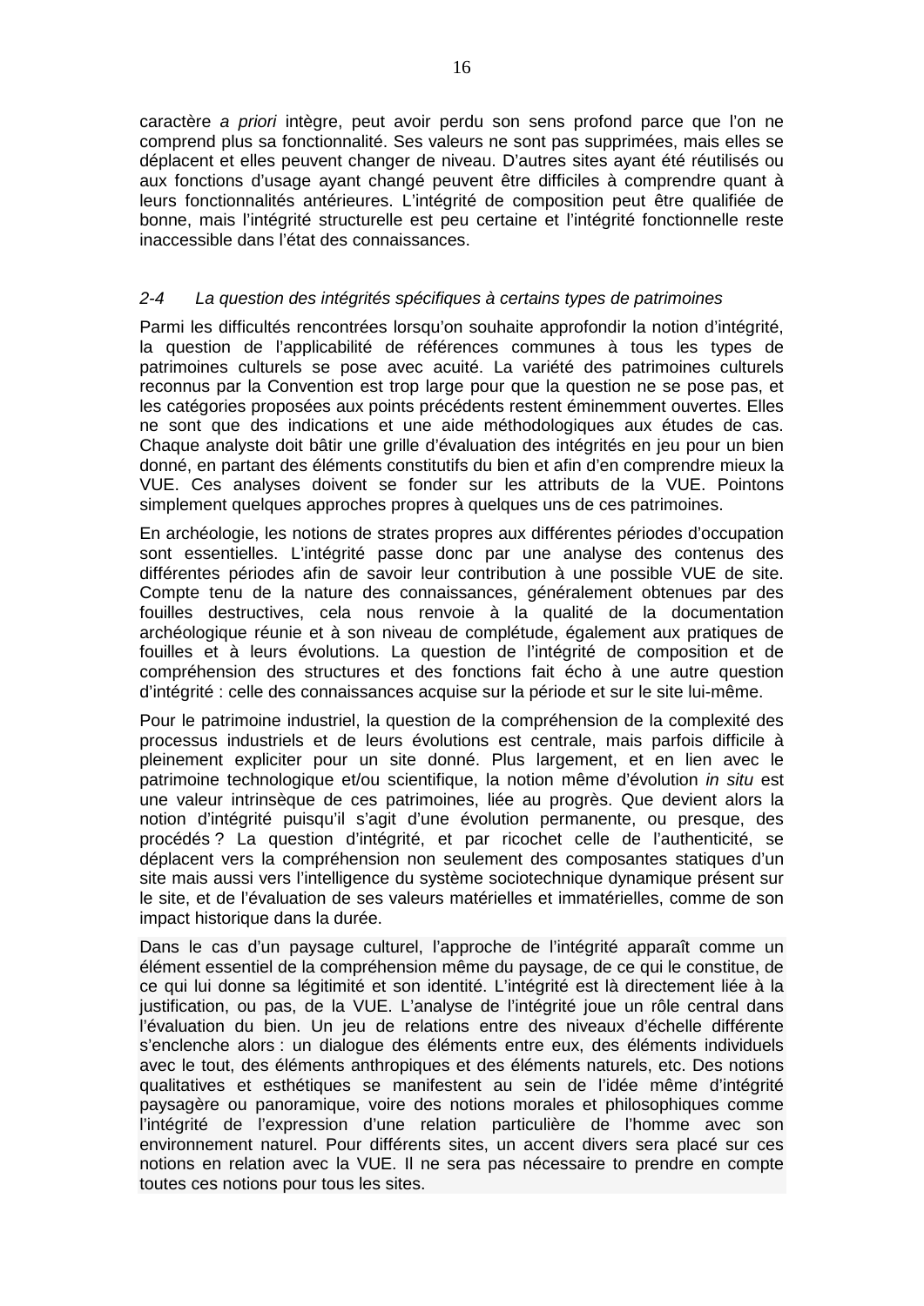caractère *a priori* intègre, peut avoir perdu son sens profond parce que l'on ne comprend plus sa fonctionnalité. Ses valeurs ne sont pas supprimées, mais elles se déplacent et elles peuvent changer de niveau. D'autres sites ayant été réutilisés ou aux fonctions d'usage ayant changé peuvent être difficiles à comprendre quant à leurs fonctionnalités antérieures. L'intégrité de composition peut être qualifiée de bonne, mais l'intégrité structurelle est peu certaine et l'intégrité fonctionnelle reste inaccessible dans l'état des connaissances.

### *2-4 La question des intégrités spécifiques à certains types de patrimoines*

Parmi les difficultés rencontrées lorsqu'on souhaite approfondir la notion d'intégrité, la question de l'applicabilité de références communes à tous les types de patrimoines culturels se pose avec acuité. La variété des patrimoines culturels reconnus par la Convention est trop large pour que la question ne se pose pas, et les catégories proposées aux points précédents restent éminemment ouvertes. Elles ne sont que des indications et une aide méthodologiques aux études de cas. Chaque analyste doit bâtir une grille d'évaluation des intégrités en jeu pour un bien donné, en partant des éléments constitutifs du bien et afin d'en comprendre mieux la VUE. Ces analyses doivent se fonder sur les attributs de la VUE. Pointons simplement quelques approches propres à quelques uns de ces patrimoines.

En archéologie, les notions de strates propres aux différentes périodes d'occupation sont essentielles. L'intégrité passe donc par une analyse des contenus des différentes périodes afin de savoir leur contribution à une possible VUE de site. Compte tenu de la nature des connaissances, généralement obtenues par des fouilles destructives, cela nous renvoie à la qualité de la documentation archéologique réunie et à son niveau de complétude, également aux pratiques de fouilles et à leurs évolutions. La question de l'intégrité de composition et de compréhension des structures et des fonctions fait écho à une autre question d'intégrité : celle des connaissances acquise sur la période et sur le site lui-même.

Pour le patrimoine industriel, la question de la compréhension de la complexité des processus industriels et de leurs évolutions est centrale, mais parfois difficile à pleinement expliciter pour un site donné. Plus largement, et en lien avec le patrimoine technologique et/ou scientifique, la notion même d'évolution *in situ* est une valeur intrinsèque de ces patrimoines, liée au progrès. Que devient alors la notion d'intégrité puisqu'il s'agit d'une évolution permanente, ou presque, des procédés ? La question d'intégrité, et par ricochet celle de l'authenticité, se déplacent vers la compréhension non seulement des composantes statiques d'un site mais aussi vers l'intelligence du système sociotechnique dynamique présent sur le site, et de l'évaluation de ses valeurs matérielles et immatérielles, comme de son impact historique dans la durée.

Dans le cas d'un paysage culturel, l'approche de l'intégrité apparaît comme un élément essentiel de la compréhension même du paysage, de ce qui le constitue, de ce qui lui donne sa légitimité et son identité. L'intégrité est là directement liée à la justification, ou pas, de la VUE. L'analyse de l'intégrité joue un rôle central dans l'évaluation du bien. Un jeu de relations entre des niveaux d'échelle différente s'enclenche alors : un dialogue des éléments entre eux, des éléments individuels avec le tout, des éléments anthropiques et des éléments naturels, etc. Des notions qualitatives et esthétiques se manifestent au sein de l'idée même d'intégrité paysagère ou panoramique, voire des notions morales et philosophiques comme l'intégrité de l'expression d'une relation particulière de l'homme avec son environnement naturel. Pour différents sites, un accent divers sera placé sur ces notions en relation avec la VUE. Il ne sera pas nécessaire to prendre en compte toutes ces notions pour tous les sites.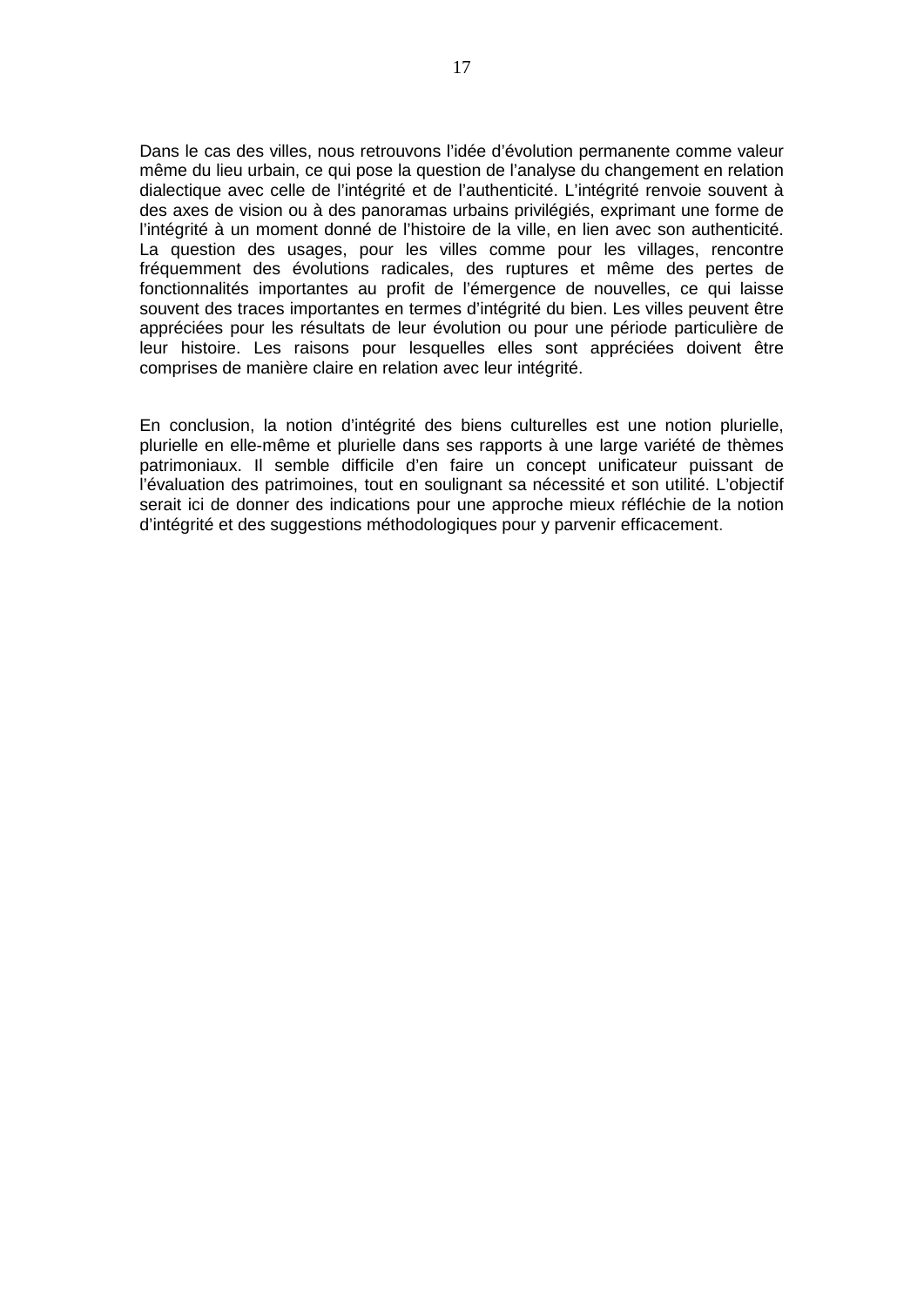Dans le cas des villes, nous retrouvons l'idée d'évolution permanente comme valeur même du lieu urbain, ce qui pose la question de l'analyse du changement en relation dialectique avec celle de l'intégrité et de l'authenticité. L'intégrité renvoie souvent à des axes de vision ou à des panoramas urbains privilégiés, exprimant une forme de l'intégrité à un moment donné de l'histoire de la ville, en lien avec son authenticité. La question des usages, pour les villes comme pour les villages, rencontre fréquemment des évolutions radicales, des ruptures et même des pertes de fonctionnalités importantes au profit de l'émergence de nouvelles, ce qui laisse souvent des traces importantes en termes d'intégrité du bien. Les villes peuvent être appréciées pour les résultats de leur évolution ou pour une période particulière de leur histoire. Les raisons pour lesquelles elles sont appréciées doivent être comprises de manière claire en relation avec leur intégrité.

En conclusion, la notion d'intégrité des biens culturelles est une notion plurielle, plurielle en elle-même et plurielle dans ses rapports à une large variété de thèmes patrimoniaux. Il semble difficile d'en faire un concept unificateur puissant de l'évaluation des patrimoines, tout en soulignant sa nécessité et son utilité. L'objectif serait ici de donner des indications pour une approche mieux réfléchie de la notion d'intégrité et des suggestions méthodologiques pour y parvenir efficacement.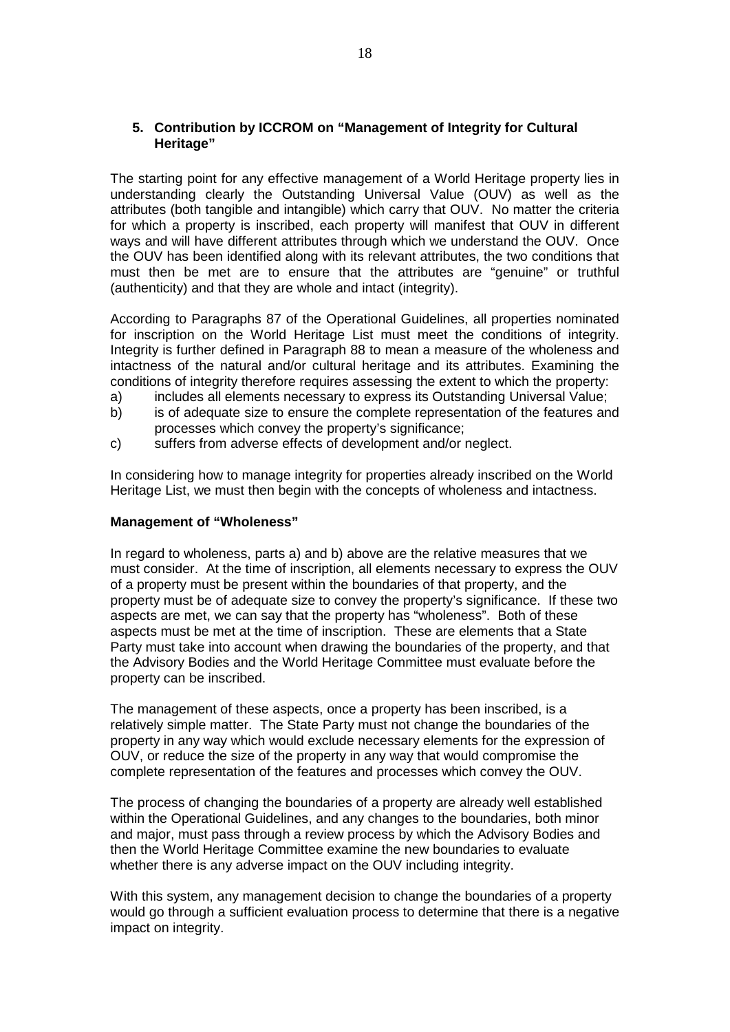## 5. Contribution by ICCROM on "Management of Integrity for Cultural Heritage"

The starting point for any effective management of a World Heritage property lies in understanding clearly the Outstanding Universal Value (OUV) as well as the attributes (both tangible and intangible) which carry that OUV. No matter the criteria for which a property is inscribed, each property will manifest that OUV in different ways and will have different attributes through which we understand the OUV. Once the OUV has been identified along with its relevant attributes, the two conditions that must then be met are to ensure that the attributes are "genuine" or truthful (authenticity) and that they are whole and intact (integrity).

According to Paragraphs 87 of the Operational Guidelines, all properties nominated for inscription on the World Heritage List must meet the conditions of integrity. Integrity is further defined in Paragraph 88 to mean a measure of the wholeness and intactness of the natural and/or cultural heritage and its attributes. Examining the conditions of integrity therefore requires assessing the extent to which the property:

a) includes all elements necessary to express its Outstanding Universal Value;
b) is of adequate size to ensure the complete representation of the features and processes which convey the property's significance;
c) suffers from adverse effects of development and/or neglect.

In considering how to manage integrity for properties already inscribed on the World Heritage List, we must then begin with the concepts of wholeness and intactness.

**Management of "Wholeness"**

In regard to wholeness, parts a) and b) above are the relative measures that we must consider. At the time of inscription, all elements necessary to express the OUV of a property must be present within the boundaries of that property, and the property must be of adequate size to convey the property's significance. If these two aspects are met, we can say that the property has "wholeness". Both of these aspects must be met at the time of inscription. These are elements that a State Party must take into account when drawing the boundaries of the property, and that the Advisory Bodies and the World Heritage Committee must evaluate before the property can be inscribed.

The management of these aspects, once a property has been inscribed, is a relatively simple matter. The State Party must not change the boundaries of the property in any way which would exclude necessary elements for the expression of OUV, or reduce the size of the property in any way that would compromise the complete representation of the features and processes which convey the OUV.

The process of changing the boundaries of a property are already well established within the Operational Guidelines, and any changes to the boundaries, both minor and major, must pass through a review process by which the Advisory Bodies and then the World Heritage Committee examine the new boundaries to evaluate whether there is any adverse impact on the OUV including integrity.

With this system, any management decision to change the boundaries of a property would go through a sufficient evaluation process to determine that there is a negative impact on integrity.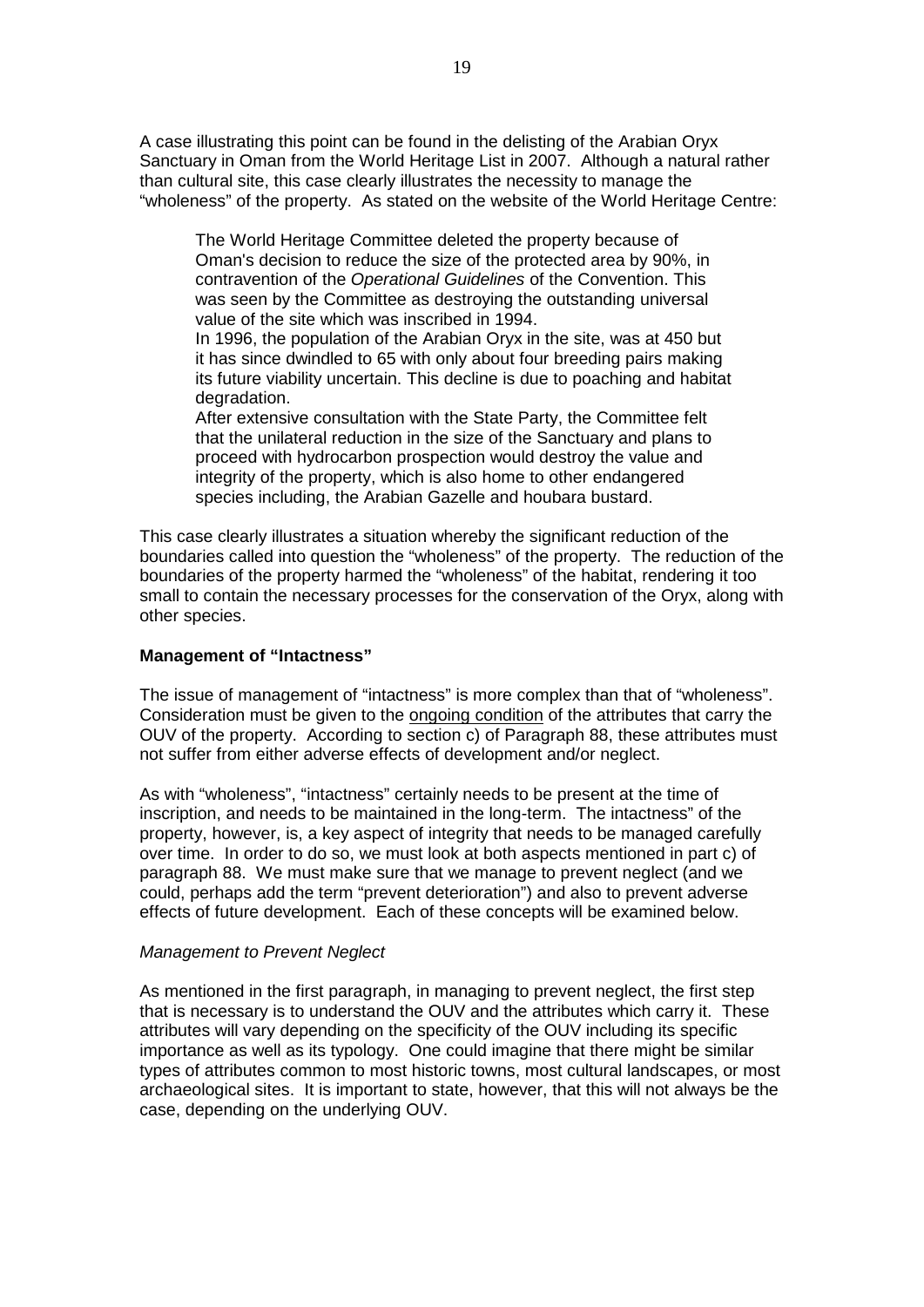A case illustrating this point can be found in the delisting of the Arabian Oryx Sanctuary in Oman from the World Heritage List in 2007. Although a natural rather than cultural site, this case clearly illustrates the necessity to manage the "wholeness" of the property. As stated on the website of the World Heritage Centre:

> The World Heritage Committee deleted the property because of Oman's decision to reduce the size of the protected area by 90%, in contravention of the *Operational Guidelines* of the Convention. This was seen by the Committee as destroying the outstanding universal value of the site which was inscribed in 1994.
> In 1996, the population of the Arabian Oryx in the site, was at 450 but it has since dwindled to 65 with only about four breeding pairs making its future viability uncertain. This decline is due to poaching and habitat degradation.
> After extensive consultation with the State Party, the Committee felt that the unilateral reduction in the size of the Sanctuary and plans to proceed with hydrocarbon prospection would destroy the value and integrity of the property, which is also home to other endangered species including, the Arabian Gazelle and houbara bustard.

This case clearly illustrates a situation whereby the significant reduction of the boundaries called into question the "wholeness" of the property. The reduction of the boundaries of the property harmed the "wholeness" of the habitat, rendering it too small to contain the necessary processes for the conservation of the Oryx, along with other species.

**Management of "Intactness"**

The issue of management of "intactness" is more complex than that of "wholeness". Consideration must be given to the <u>ongoing condition</u> of the attributes that carry the OUV of the property. According to section c) of Paragraph 88, these attributes must not suffer from either adverse effects of development and/or neglect.

As with "wholeness", "intactness" certainly needs to be present at the time of inscription, and needs to be maintained in the long-term. The intactness" of the property, however, is, a key aspect of integrity that needs to be managed carefully over time. In order to do so, we must look at both aspects mentioned in part c) of paragraph 88. We must make sure that we manage to prevent neglect (and we could, perhaps add the term "prevent deterioration") and also to prevent adverse effects of future development. Each of these concepts will be examined below.

*Management to Prevent Neglect*

As mentioned in the first paragraph, in managing to prevent neglect, the first step that is necessary is to understand the OUV and the attributes which carry it. These attributes will vary depending on the specificity of the OUV including its specific importance as well as its typology. One could imagine that there might be similar types of attributes common to most historic towns, most cultural landscapes, or most archaeological sites. It is important to state, however, that this will not always be the case, depending on the underlying OUV.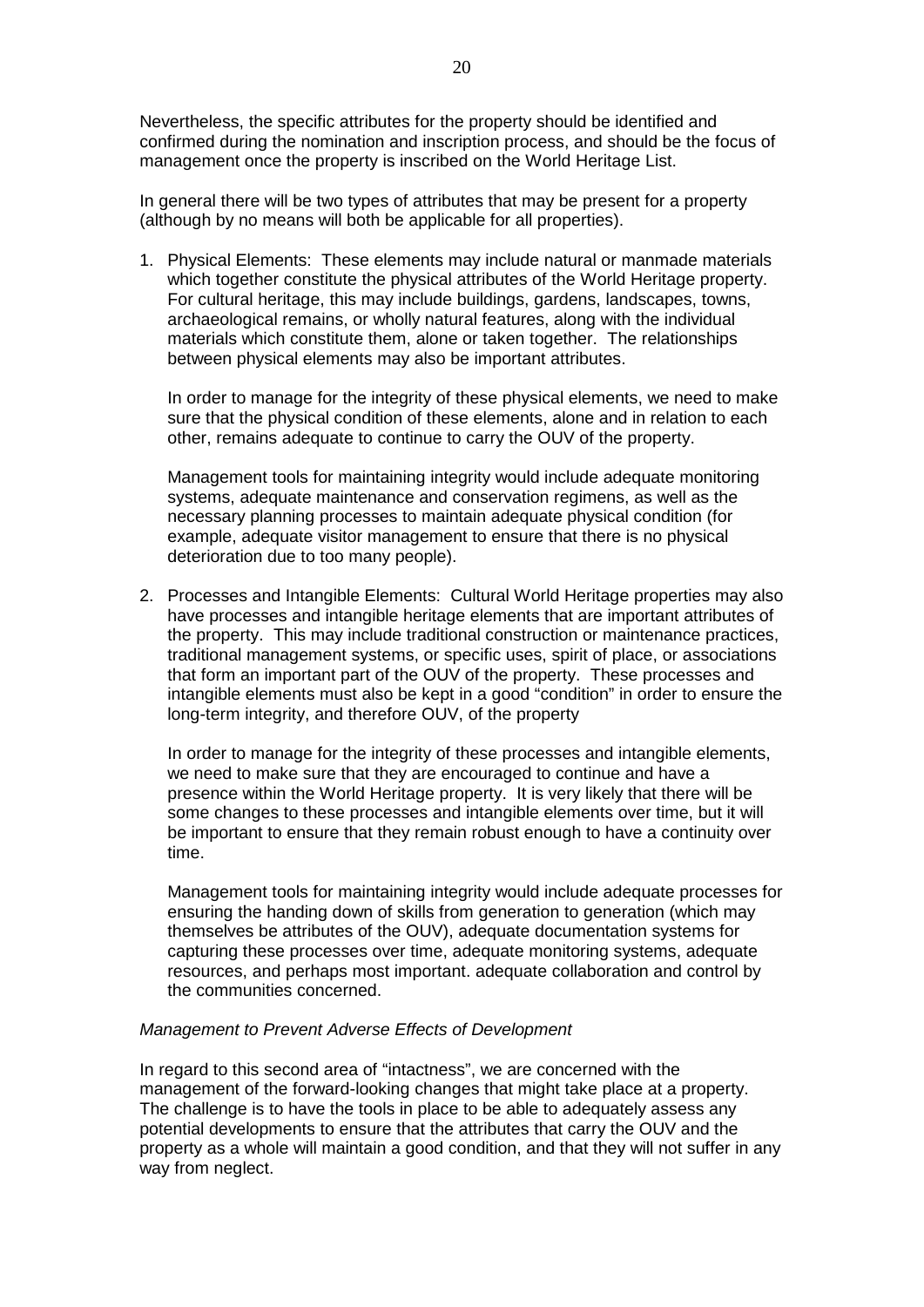Nevertheless, the specific attributes for the property should be identified and confirmed during the nomination and inscription process, and should be the focus of management once the property is inscribed on the World Heritage List.

In general there will be two types of attributes that may be present for a property (although by no means will both be applicable for all properties).

1. Physical Elements: These elements may include natural or manmade materials which together constitute the physical attributes of the World Heritage property. For cultural heritage, this may include buildings, gardens, landscapes, towns, archaeological remains, or wholly natural features, along with the individual materials which constitute them, alone or taken together. The relationships between physical elements may also be important attributes.

   In order to manage for the integrity of these physical elements, we need to make sure that the physical condition of these elements, alone and in relation to each other, remains adequate to continue to carry the OUV of the property.

   Management tools for maintaining integrity would include adequate monitoring systems, adequate maintenance and conservation regimens, as well as the necessary planning processes to maintain adequate physical condition (for example, adequate visitor management to ensure that there is no physical deterioration due to too many people).

2. Processes and Intangible Elements: Cultural World Heritage properties may also have processes and intangible heritage elements that are important attributes of the property. This may include traditional construction or maintenance practices, traditional management systems, or specific uses, spirit of place, or associations that form an important part of the OUV of the property. These processes and intangible elements must also be kept in a good "condition" in order to ensure the long-term integrity, and therefore OUV, of the property

   In order to manage for the integrity of these processes and intangible elements, we need to make sure that they are encouraged to continue and have a presence within the World Heritage property. It is very likely that there will be some changes to these processes and intangible elements over time, but it will be important to ensure that they remain robust enough to have a continuity over time.

   Management tools for maintaining integrity would include adequate processes for ensuring the handing down of skills from generation to generation (which may themselves be attributes of the OUV), adequate documentation systems for capturing these processes over time, adequate monitoring systems, adequate resources, and perhaps most important. adequate collaboration and control by the communities concerned.

*Management to Prevent Adverse Effects of Development*

In regard to this second area of "intactness", we are concerned with the management of the forward-looking changes that might take place at a property. The challenge is to have the tools in place to be able to adequately assess any potential developments to ensure that the attributes that carry the OUV and the property as a whole will maintain a good condition, and that they will not suffer in any way from neglect.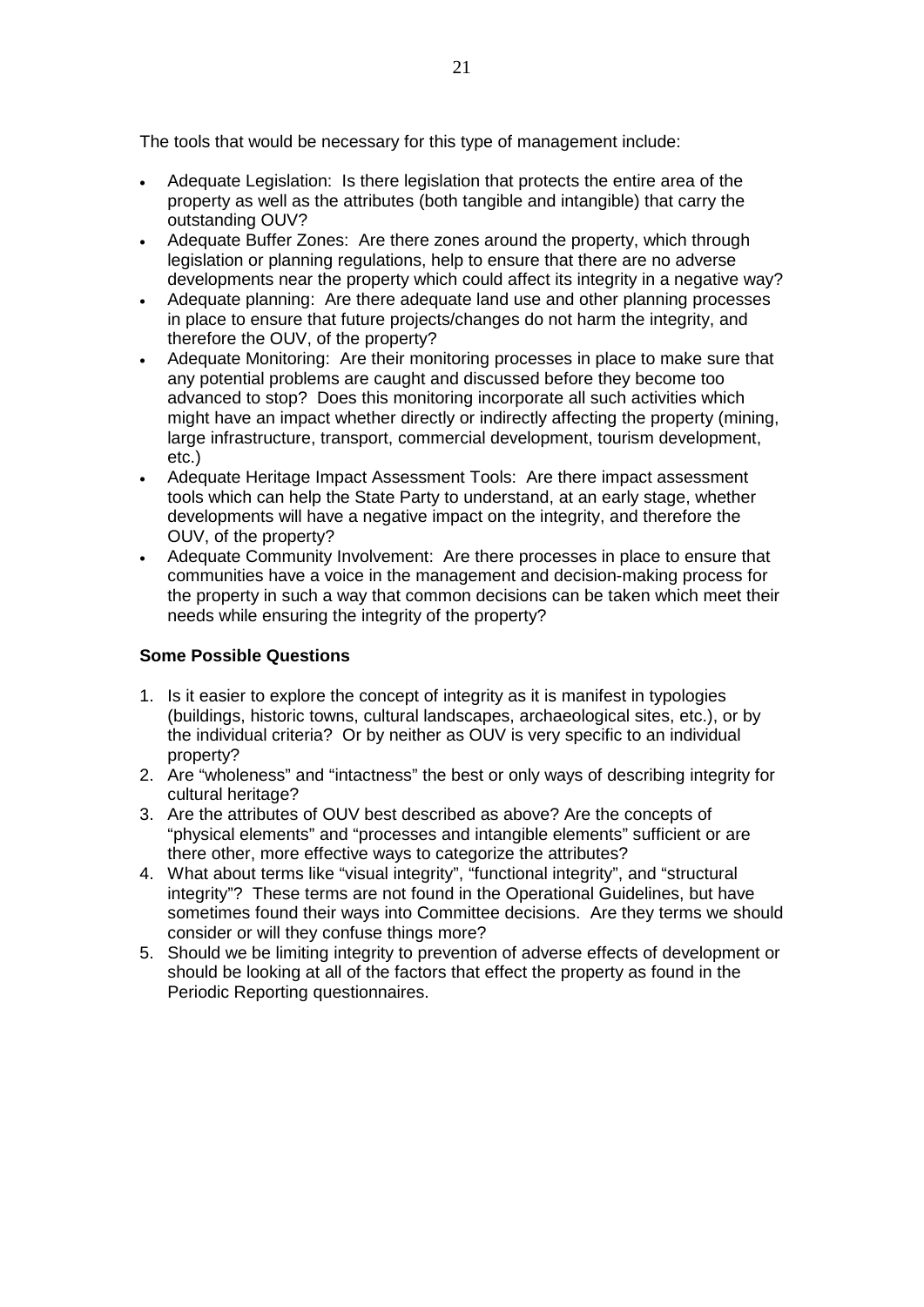The tools that would be necessary for this type of management include:

- Adequate Legislation: Is there legislation that protects the entire area of the property as well as the attributes (both tangible and intangible) that carry the outstanding OUV?
- Adequate Buffer Zones: Are there zones around the property, which through legislation or planning regulations, help to ensure that there are no adverse developments near the property which could affect its integrity in a negative way?
- Adequate planning: Are there adequate land use and other planning processes in place to ensure that future projects/changes do not harm the integrity, and therefore the OUV, of the property?
- Adequate Monitoring: Are their monitoring processes in place to make sure that any potential problems are caught and discussed before they become too advanced to stop? Does this monitoring incorporate all such activities which might have an impact whether directly or indirectly affecting the property (mining, large infrastructure, transport, commercial development, tourism development, etc.)
- Adequate Heritage Impact Assessment Tools: Are there impact assessment tools which can help the State Party to understand, at an early stage, whether developments will have a negative impact on the integrity, and therefore the OUV, of the property?
- Adequate Community Involvement: Are there processes in place to ensure that communities have a voice in the management and decision-making process for the property in such a way that common decisions can be taken which meet their needs while ensuring the integrity of the property?

**Some Possible Questions**

1. Is it easier to explore the concept of integrity as it is manifest in typologies (buildings, historic towns, cultural landscapes, archaeological sites, etc.), or by the individual criteria? Or by neither as OUV is very specific to an individual property?
2. Are "wholeness" and "intactness" the best or only ways of describing integrity for cultural heritage?
3. Are the attributes of OUV best described as above? Are the concepts of "physical elements" and "processes and intangible elements" sufficient or are there other, more effective ways to categorize the attributes?
4. What about terms like "visual integrity", "functional integrity", and "structural integrity"? These terms are not found in the Operational Guidelines, but have sometimes found their ways into Committee decisions. Are they terms we should consider or will they confuse things more?
5. Should we be limiting integrity to prevention of adverse effects of development or should be looking at all of the factors that effect the property as found in the Periodic Reporting questionnaires.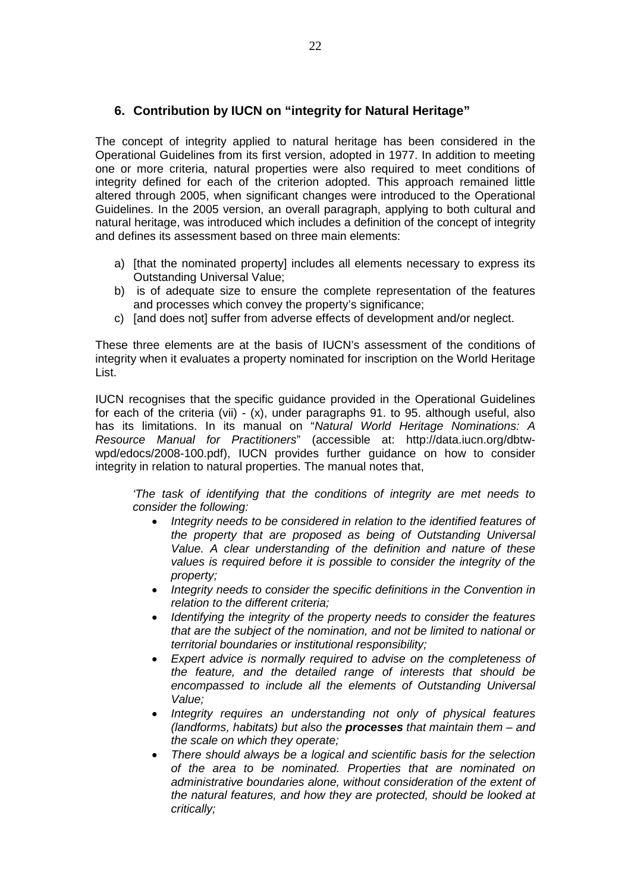## 6. Contribution by IUCN on "integrity for Natural Heritage"

The concept of integrity applied to natural heritage has been considered in the Operational Guidelines from its first version, adopted in 1977. In addition to meeting one or more criteria, natural properties were also required to meet conditions of integrity defined for each of the criterion adopted. This approach remained little altered through 2005, when significant changes were introduced to the Operational Guidelines. In the 2005 version, an overall paragraph, applying to both cultural and natural heritage, was introduced which includes a definition of the concept of integrity and defines its assessment based on three main elements:

a) [that the nominated property] includes all elements necessary to express its Outstanding Universal Value;
b) is of adequate size to ensure the complete representation of the features and processes which convey the property's significance;
c) [and does not] suffer from adverse effects of development and/or neglect.

These three elements are at the basis of IUCN's assessment of the conditions of integrity when it evaluates a property nominated for inscription on the World Heritage List.

IUCN recognises that the specific guidance provided in the Operational Guidelines for each of the criteria (vii) - (x), under paragraphs 91. to 95. although useful, also has its limitations. In its manual on "*Natural World Heritage Nominations: A Resource Manual for Practitioners*" (accessible at: http://data.iucn.org/dbtw-wpd/edocs/2008-100.pdf), IUCN provides further guidance on how to consider integrity in relation to natural properties. The manual notes that,

> *'The task of identifying that the conditions of integrity are met needs to consider the following:*
>
> - *Integrity needs to be considered in relation to the identified features of the property that are proposed as being of Outstanding Universal Value. A clear understanding of the definition and nature of these values is required before it is possible to consider the integrity of the property;*
> - *Integrity needs to consider the specific definitions in the Convention in relation to the different criteria;*
> - *Identifying the integrity of the property needs to consider the features that are the subject of the nomination, and not be limited to national or territorial boundaries or institutional responsibility;*
> - *Expert advice is normally required to advise on the completeness of the feature, and the detailed range of interests that should be encompassed to include all the elements of Outstanding Universal Value;*
> - *Integrity requires an understanding not only of physical features (landforms, habitats) but also the **processes** that maintain them – and the scale on which they operate;*
> - *There should always be a logical and scientific basis for the selection of the area to be nominated. Properties that are nominated on administrative boundaries alone, without consideration of the extent of the natural features, and how they are protected, should be looked at critically;*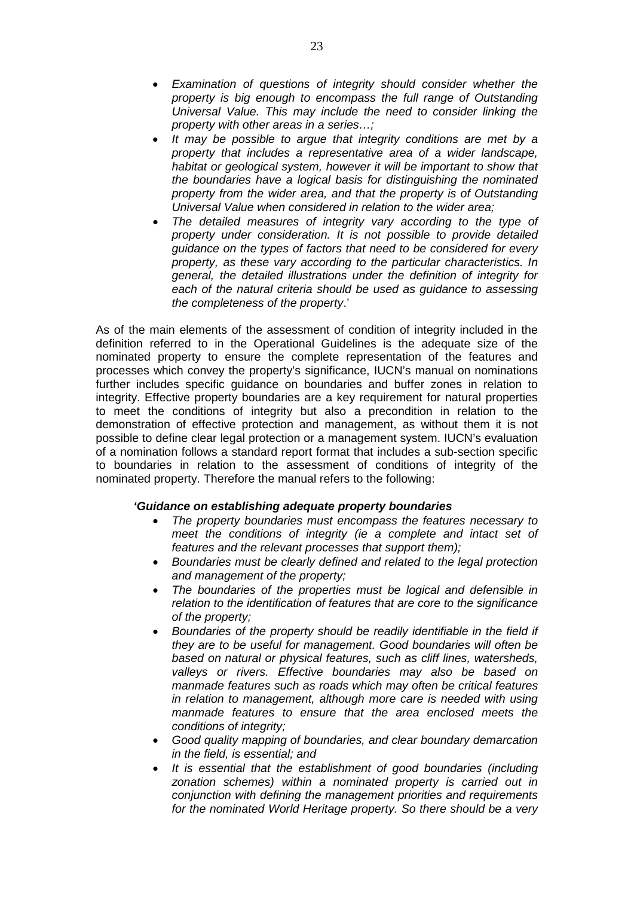- *Examination of questions of integrity should consider whether the property is big enough to encompass the full range of Outstanding Universal Value. This may include the need to consider linking the property with other areas in a series…;*
- *It may be possible to argue that integrity conditions are met by a property that includes a representative area of a wider landscape, habitat or geological system, however it will be important to show that the boundaries have a logical basis for distinguishing the nominated property from the wider area, and that the property is of Outstanding Universal Value when considered in relation to the wider area;*
- *The detailed measures of integrity vary according to the type of property under consideration. It is not possible to provide detailed guidance on the types of factors that need to be considered for every property, as these vary according to the particular characteristics. In general, the detailed illustrations under the definition of integrity for each of the natural criteria should be used as guidance to assessing the completeness of the property*.'

As of the main elements of the assessment of condition of integrity included in the definition referred to in the Operational Guidelines is the adequate size of the nominated property to ensure the complete representation of the features and processes which convey the property's significance, IUCN's manual on nominations further includes specific guidance on boundaries and buffer zones in relation to integrity. Effective property boundaries are a key requirement for natural properties to meet the conditions of integrity but also a precondition in relation to the demonstration of effective protection and management, as without them it is not possible to define clear legal protection or a management system. IUCN's evaluation of a nomination follows a standard report format that includes a sub-section specific to boundaries in relation to the assessment of conditions of integrity of the nominated property. Therefore the manual refers to the following:

***'Guidance on establishing adequate property boundaries***

- *The property boundaries must encompass the features necessary to meet the conditions of integrity (ie a complete and intact set of features and the relevant processes that support them);*
- *Boundaries must be clearly defined and related to the legal protection and management of the property;*
- *The boundaries of the properties must be logical and defensible in relation to the identification of features that are core to the significance of the property;*
- *Boundaries of the property should be readily identifiable in the field if they are to be useful for management. Good boundaries will often be based on natural or physical features, such as cliff lines, watersheds, valleys or rivers. Effective boundaries may also be based on manmade features such as roads which may often be critical features in relation to management, although more care is needed with using manmade features to ensure that the area enclosed meets the conditions of integrity;*
- *Good quality mapping of boundaries, and clear boundary demarcation in the field, is essential; and*
- *It is essential that the establishment of good boundaries (including zonation schemes) within a nominated property is carried out in conjunction with defining the management priorities and requirements for the nominated World Heritage property. So there should be a very*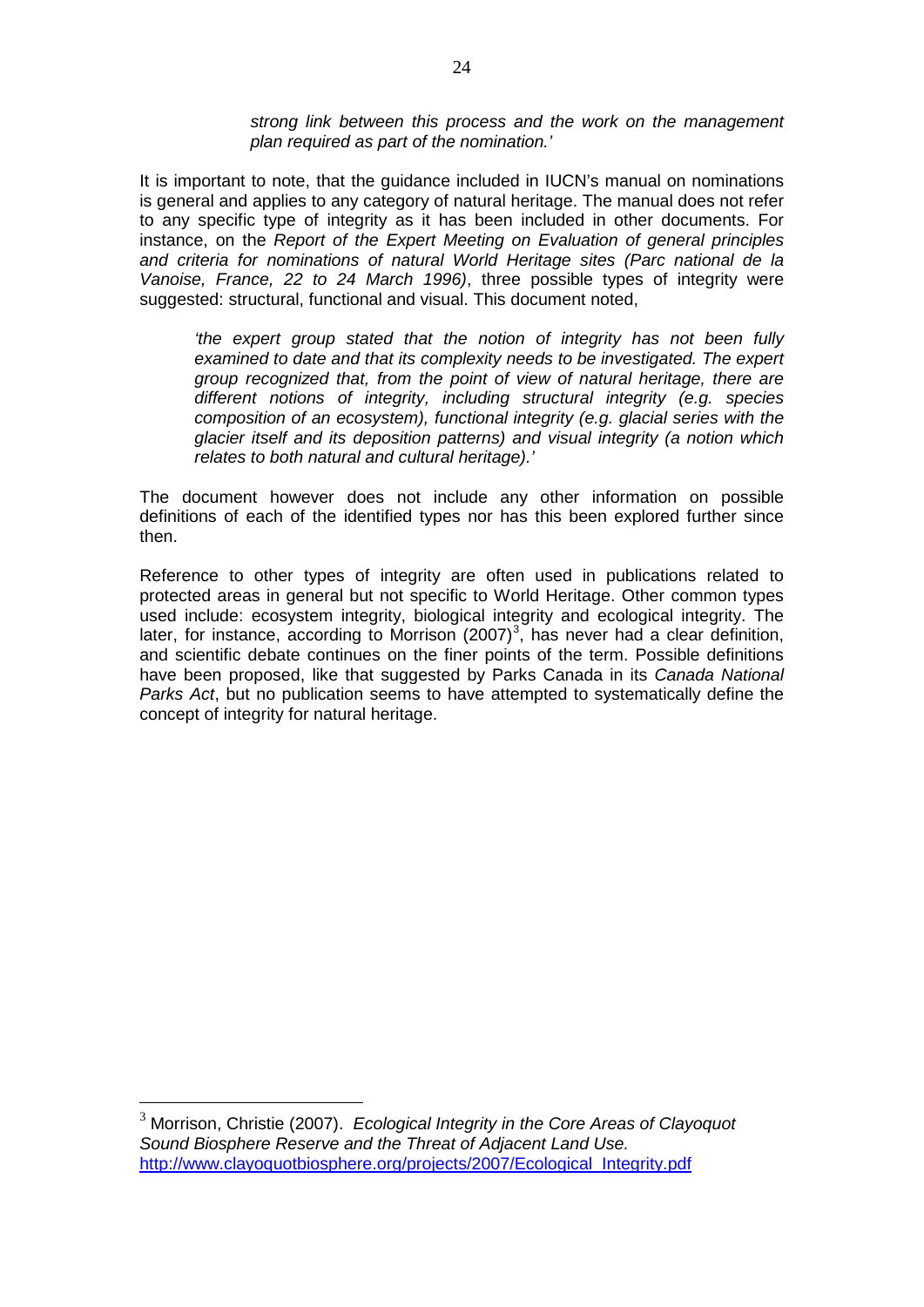*strong link between this process and the work on the management plan required as part of the nomination.'*

It is important to note, that the guidance included in IUCN's manual on nominations is general and applies to any category of natural heritage. The manual does not refer to any specific type of integrity as it has been included in other documents. For instance, on the *Report of the Expert Meeting on Evaluation of general principles and criteria for nominations of natural World Heritage sites (Parc national de la Vanoise, France, 22 to 24 March 1996)*, three possible types of integrity were suggested: structural, functional and visual. This document noted,

> *'the expert group stated that the notion of integrity has not been fully examined to date and that its complexity needs to be investigated. The expert group recognized that, from the point of view of natural heritage, there are different notions of integrity, including structural integrity (e.g. species composition of an ecosystem), functional integrity (e.g. glacial series with the glacier itself and its deposition patterns) and visual integrity (a notion which relates to both natural and cultural heritage).'*

The document however does not include any other information on possible definitions of each of the identified types nor has this been explored further since then.

Reference to other types of integrity are often used in publications related to protected areas in general but not specific to World Heritage. Other common types used include: ecosystem integrity, biological integrity and ecological integrity. The later, for instance, according to Morrison (2007)[3], has never had a clear definition, and scientific debate continues on the finer points of the term. Possible definitions have been proposed, like that suggested by Parks Canada in its *Canada National Parks Act*, but no publication seems to have attempted to systematically define the concept of integrity for natural heritage.

---

[3] Morrison, Christie (2007). *Ecological Integrity in the Core Areas of Clayoquot Sound Biosphere Reserve and the Threat of Adjacent Land Use.* http://www.clayoquotbiosphere.org/projects/2007/Ecological_Integrity.pdf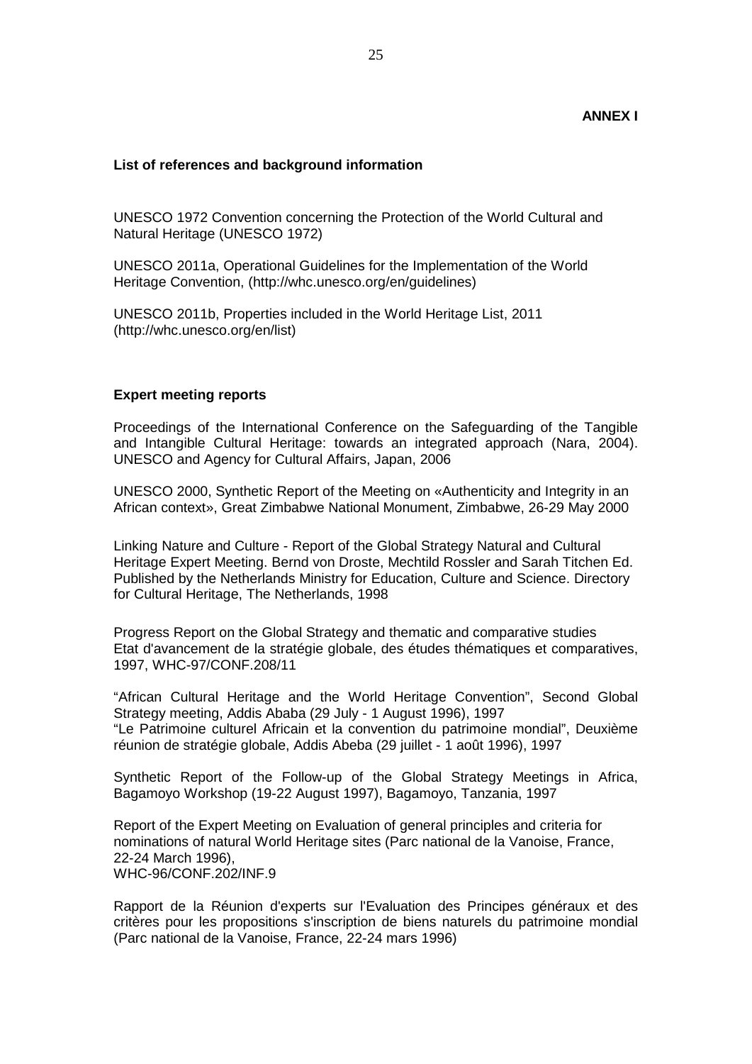**ANNEX I**

**List of references and background information**

UNESCO 1972 Convention concerning the Protection of the World Cultural and Natural Heritage (UNESCO 1972)

UNESCO 2011a, Operational Guidelines for the Implementation of the World Heritage Convention, (http://whc.unesco.org/en/guidelines)

UNESCO 2011b, Properties included in the World Heritage List, 2011 (http://whc.unesco.org/en/list)

**Expert meeting reports**

Proceedings of the International Conference on the Safeguarding of the Tangible and Intangible Cultural Heritage: towards an integrated approach (Nara, 2004). UNESCO and Agency for Cultural Affairs, Japan, 2006

UNESCO 2000, Synthetic Report of the Meeting on «Authenticity and Integrity in an African context», Great Zimbabwe National Monument, Zimbabwe, 26-29 May 2000

Linking Nature and Culture - Report of the Global Strategy Natural and Cultural Heritage Expert Meeting. Bernd von Droste, Mechtild Rossler and Sarah Titchen Ed. Published by the Netherlands Ministry for Education, Culture and Science. Directory for Cultural Heritage, The Netherlands, 1998

Progress Report on the Global Strategy and thematic and comparative studies
Etat d'avancement de la stratégie globale, des études thématiques et comparatives, 1997, WHC-97/CONF.208/11

"African Cultural Heritage and the World Heritage Convention", Second Global Strategy meeting, Addis Ababa (29 July - 1 August 1996), 1997
"Le Patrimoine culturel Africain et la convention du patrimoine mondial", Deuxième réunion de stratégie globale, Addis Abeba (29 juillet - 1 août 1996), 1997

Synthetic Report of the Follow-up of the Global Strategy Meetings in Africa, Bagamoyo Workshop (19-22 August 1997), Bagamoyo, Tanzania, 1997

Report of the Expert Meeting on Evaluation of general principles and criteria for nominations of natural World Heritage sites (Parc national de la Vanoise, France, 22-24 March 1996),
WHC-96/CONF.202/INF.9

Rapport de la Réunion d'experts sur l'Evaluation des Principes généraux et des critères pour les propositions s'inscription de biens naturels du patrimoine mondial (Parc national de la Vanoise, France, 22-24 mars 1996)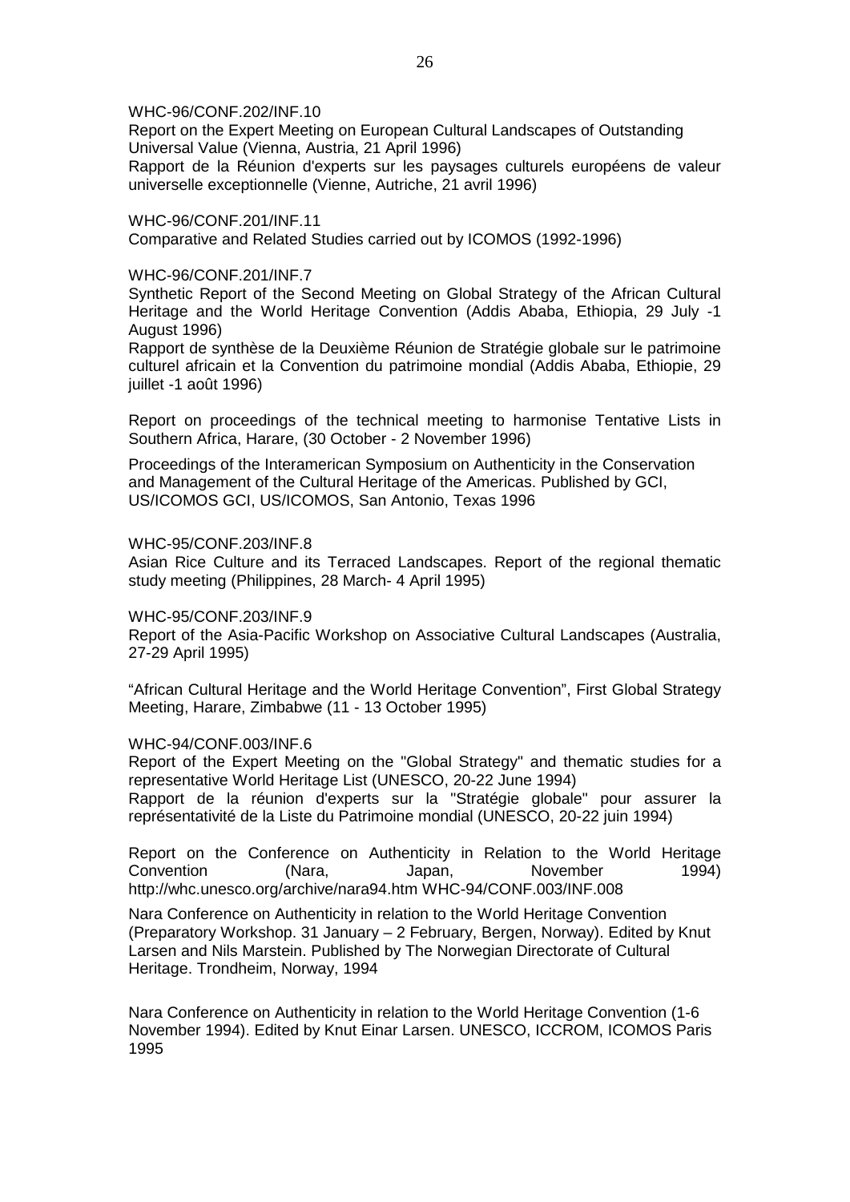WHC-96/CONF.202/INF.10
Report on the Expert Meeting on European Cultural Landscapes of Outstanding Universal Value (Vienna, Austria, 21 April 1996)
Rapport de la Réunion d'experts sur les paysages culturels européens de valeur universelle exceptionnelle (Vienne, Autriche, 21 avril 1996)

WHC-96/CONF.201/INF.11
Comparative and Related Studies carried out by ICOMOS (1992-1996)

WHC-96/CONF.201/INF.7
Synthetic Report of the Second Meeting on Global Strategy of the African Cultural Heritage and the World Heritage Convention (Addis Ababa, Ethiopia, 29 July -1 August 1996)
Rapport de synthèse de la Deuxième Réunion de Stratégie globale sur le patrimoine culturel africain et la Convention du patrimoine mondial (Addis Ababa, Ethiopie, 29 juillet -1 août 1996)

Report on proceedings of the technical meeting to harmonise Tentative Lists in Southern Africa, Harare, (30 October - 2 November 1996)

Proceedings of the Interamerican Symposium on Authenticity in the Conservation and Management of the Cultural Heritage of the Americas. Published by GCI, US/ICOMOS GCI, US/ICOMOS, San Antonio, Texas 1996

WHC-95/CONF.203/INF.8
Asian Rice Culture and its Terraced Landscapes. Report of the regional thematic study meeting (Philippines, 28 March- 4 April 1995)

WHC-95/CONF.203/INF.9
Report of the Asia-Pacific Workshop on Associative Cultural Landscapes (Australia, 27-29 April 1995)

"African Cultural Heritage and the World Heritage Convention", First Global Strategy Meeting, Harare, Zimbabwe (11 - 13 October 1995)

WHC-94/CONF.003/INF.6
Report of the Expert Meeting on the "Global Strategy" and thematic studies for a representative World Heritage List (UNESCO, 20-22 June 1994)
Rapport de la réunion d'experts sur la "Stratégie globale" pour assurer la représentativité de la Liste du Patrimoine mondial (UNESCO, 20-22 juin 1994)

Report on the Conference on Authenticity in Relation to the World Heritage Convention (Nara, Japan, November 1994) http://whc.unesco.org/archive/nara94.htm WHC-94/CONF.003/INF.008

Nara Conference on Authenticity in relation to the World Heritage Convention (Preparatory Workshop. 31 January – 2 February, Bergen, Norway). Edited by Knut Larsen and Nils Marstein. Published by The Norwegian Directorate of Cultural Heritage. Trondheim, Norway, 1994

Nara Conference on Authenticity in relation to the World Heritage Convention (1-6 November 1994). Edited by Knut Einar Larsen. UNESCO, ICCROM, ICOMOS Paris 1995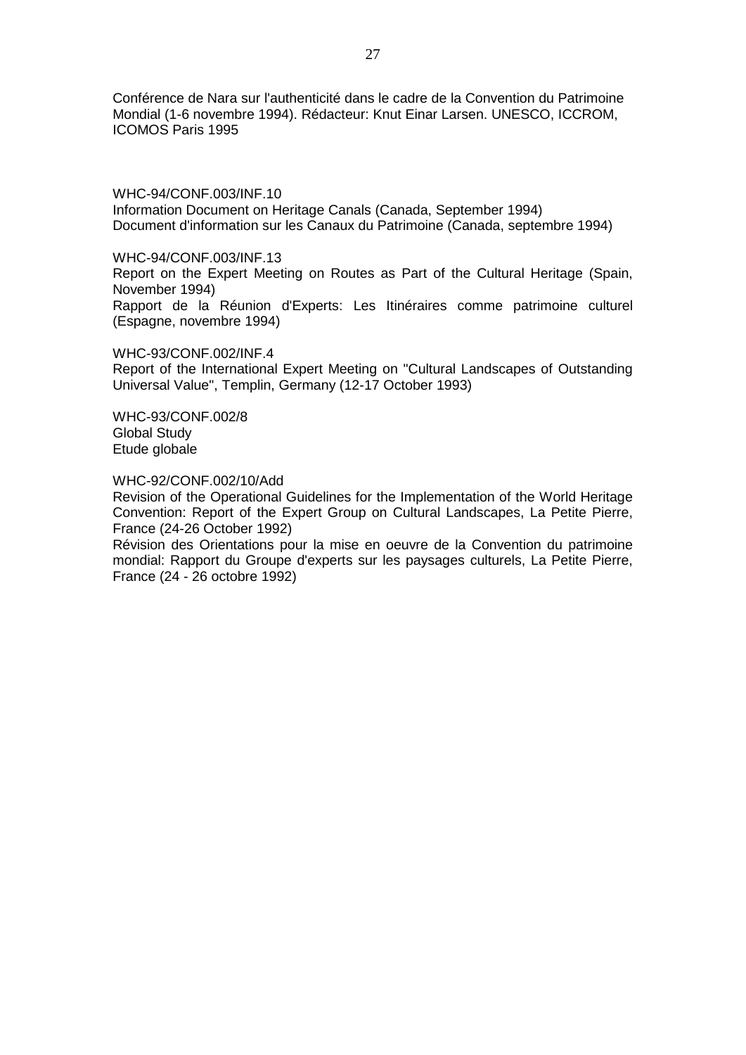Conférence de Nara sur l'authenticité dans le cadre de la Convention du Patrimoine Mondial (1-6 novembre 1994). Rédacteur: Knut Einar Larsen. UNESCO, ICCROM, ICOMOS Paris 1995

WHC-94/CONF.003/INF.10
Information Document on Heritage Canals (Canada, September 1994)
Document d'information sur les Canaux du Patrimoine (Canada, septembre 1994)

WHC-94/CONF.003/INF.13
Report on the Expert Meeting on Routes as Part of the Cultural Heritage (Spain, November 1994)
Rapport de la Réunion d'Experts: Les Itinéraires comme patrimoine culturel (Espagne, novembre 1994)

WHC-93/CONF.002/INF.4
Report of the International Expert Meeting on "Cultural Landscapes of Outstanding Universal Value", Templin, Germany (12-17 October 1993)

WHC-93/CONF.002/8
Global Study
Etude globale

WHC-92/CONF.002/10/Add
Revision of the Operational Guidelines for the Implementation of the World Heritage Convention: Report of the Expert Group on Cultural Landscapes, La Petite Pierre, France (24-26 October 1992)
Révision des Orientations pour la mise en oeuvre de la Convention du patrimoine mondial: Rapport du Groupe d'experts sur les paysages culturels, La Petite Pierre, France (24 - 26 octobre 1992)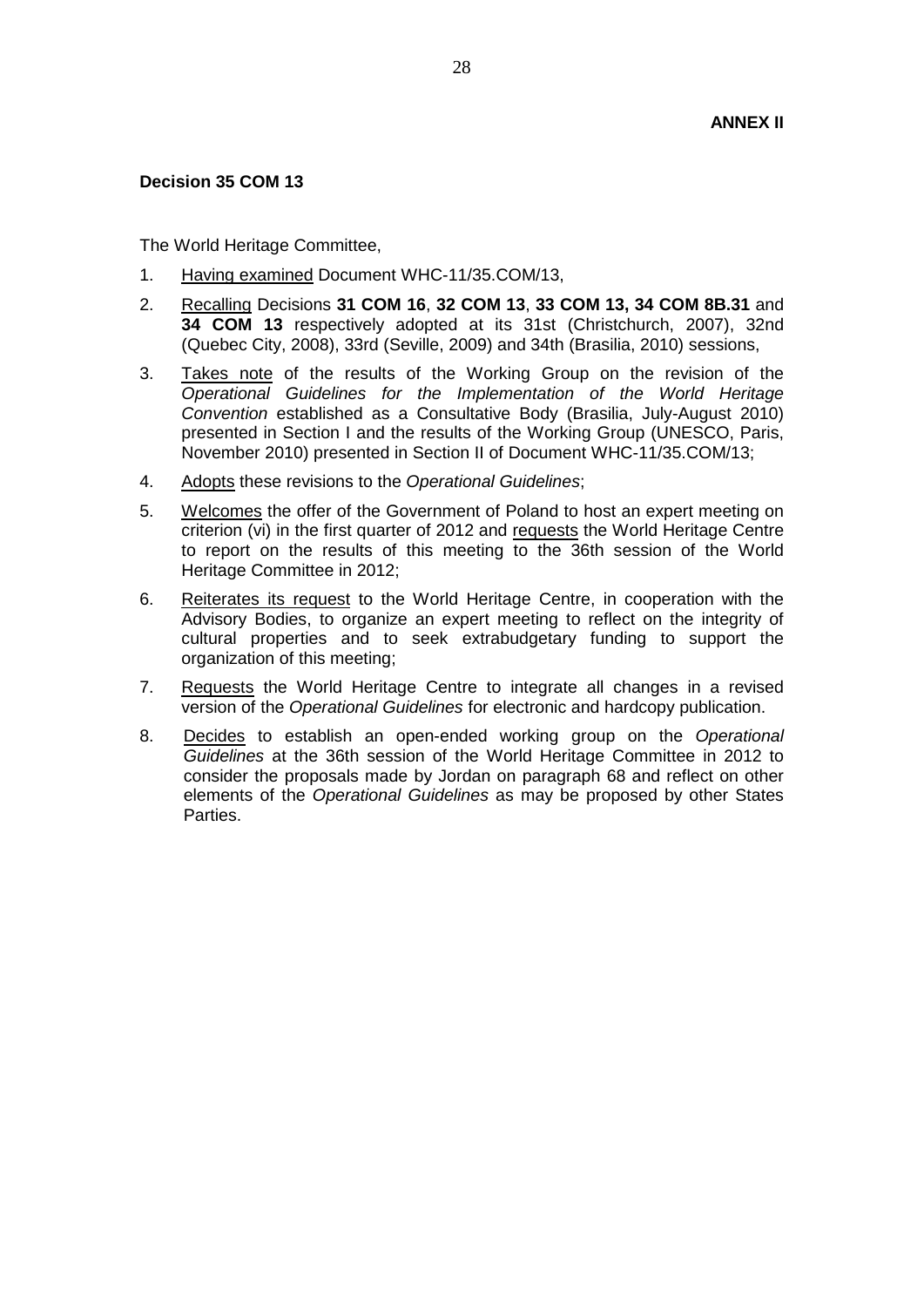**ANNEX II**

**Decision 35 COM 13**

The World Heritage Committee,

1. Having examined Document WHC-11/35.COM/13,
2. Recalling Decisions **31 COM 16**, **32 COM 13**, **33 COM 13, 34 COM 8B.31** and **34 COM 13** respectively adopted at its 31st (Christchurch, 2007), 32nd (Quebec City, 2008), 33rd (Seville, 2009) and 34th (Brasilia, 2010) sessions,
3. Takes note of the results of the Working Group on the revision of the *Operational Guidelines for the Implementation of the World Heritage Convention* established as a Consultative Body (Brasilia, July-August 2010) presented in Section I and the results of the Working Group (UNESCO, Paris, November 2010) presented in Section II of Document WHC-11/35.COM/13;
4. Adopts these revisions to the *Operational Guidelines*;
5. Welcomes the offer of the Government of Poland to host an expert meeting on criterion (vi) in the first quarter of 2012 and requests the World Heritage Centre to report on the results of this meeting to the 36th session of the World Heritage Committee in 2012;
6. Reiterates its request to the World Heritage Centre, in cooperation with the Advisory Bodies, to organize an expert meeting to reflect on the integrity of cultural properties and to seek extrabudgetary funding to support the organization of this meeting;
7. Requests the World Heritage Centre to integrate all changes in a revised version of the *Operational Guidelines* for electronic and hardcopy publication.
8. Decides to establish an open-ended working group on the *Operational Guidelines* at the 36th session of the World Heritage Committee in 2012 to consider the proposals made by Jordan on paragraph 68 and reflect on other elements of the *Operational Guidelines* as may be proposed by other States Parties.